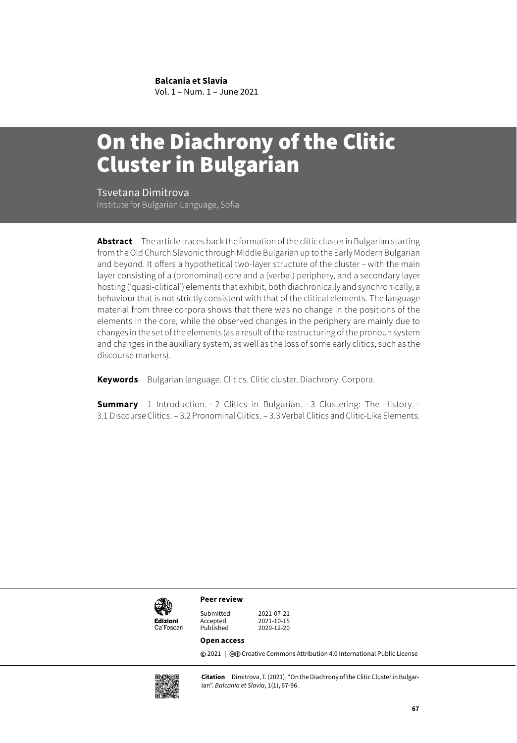**Balcania et Slavia**
Vol. 1 – Num. 1 – June 2021

# On the Diachrony of the Clitic Cluster in Bulgarian

Tsvetana Dimitrova
Institute for Bulgarian Language, Sofia

**Abstract** The article traces back the formation of the clitic cluster in Bulgarian starting from the Old Church Slavonic through Middle Bulgarian up to the Early Modern Bulgarian and beyond. It offers a hypothetical two-layer structure of the cluster – with the main layer consisting of a (pronominal) core and a (verbal) periphery, and a secondary layer hosting ('quasi-clitical') elements that exhibit, both diachronically and synchronically, a behaviour that is not strictly consistent with that of the clitical elements. The language material from three corpora shows that there was no change in the positions of the elements in the core, while the observed changes in the periphery are mainly due to changes in the set of the elements (as a result of the restructuring of the pronoun system and changes in the auxiliary system, as well as the loss of some early clitics, such as the discourse markers).

**Keywords** Bulgarian language. Clitics. Clitic cluster. Diachrony. Corpora.

**Summary** 1 Introduction. – 2 Clitics in Bulgarian. – 3 Clustering: The History. – 3.1 Discourse Clitics. – 3.2 Pronominal Clitics. – 3.3 Verbal Clitics and Clitic-Like Elements.

Edizioni Ca'Foscari

**Peer review**

| | |
|---|---|
| Submitted | 2021-07-21 |
| Accepted | 2021-10-15 |
| Published | 2020-12-20 |

**Open access**

© 2021 | Creative Commons Attribution 4.0 International Public License

**Citation** Dimitrova, T. (2021). "On the Diachrony of the Clitic Cluster in Bulgarian". *Balcania et Slavia*, 1(1), 67-96.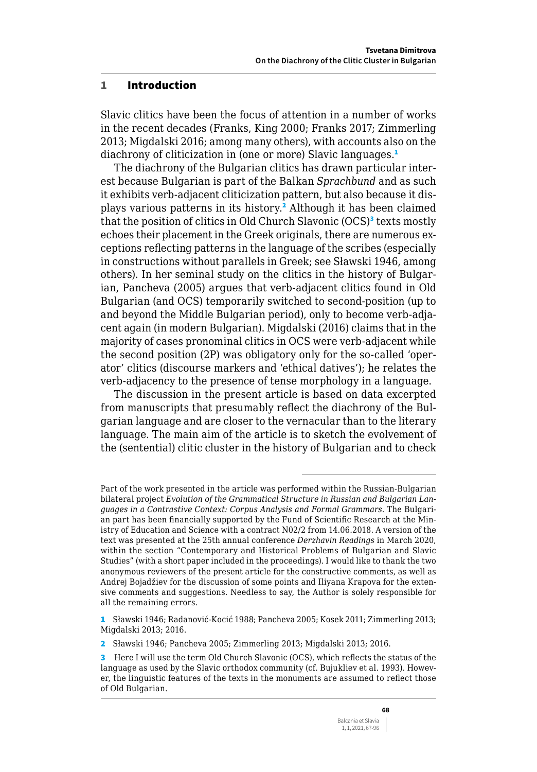## 1 Introduction

Slavic clitics have been the focus of attention in a number of works in the recent decades (Franks, King 2000; Franks 2017; Zimmerling 2013; Migdalski 2016; among many others), with accounts also on the diachrony of cliticization in (one or more) Slavic languages.[1]

The diachrony of the Bulgarian clitics has drawn particular interest because Bulgarian is part of the Balkan *Sprachbund* and as such it exhibits verb-adjacent cliticization pattern, but also because it displays various patterns in its history.[2] Although it has been claimed that the position of clitics in Old Church Slavonic (OCS)[3] texts mostly echoes their placement in the Greek originals, there are numerous exceptions reflecting patterns in the language of the scribes (especially in constructions without parallels in Greek; see Sławski 1946, among others). In her seminal study on the clitics in the history of Bulgarian, Pancheva (2005) argues that verb-adjacent clitics found in Old Bulgarian (and OCS) temporarily switched to second-position (up to and beyond the Middle Bulgarian period), only to become verb-adjacent again (in modern Bulgarian). Migdalski (2016) claims that in the majority of cases pronominal clitics in OCS were verb-adjacent while the second position (2P) was obligatory only for the so-called 'operator' clitics (discourse markers and 'ethical datives'); he relates the verb-adjacency to the presence of tense morphology in a language.

The discussion in the present article is based on data excerpted from manuscripts that presumably reflect the diachrony of the Bulgarian language and are closer to the vernacular than to the literary language. The main aim of the article is to sketch the evolvement of the (sentential) clitic cluster in the history of Bulgarian and to check

---

Part of the work presented in the article was performed within the Russian-Bulgarian bilateral project *Evolution of the Grammatical Structure in Russian and Bulgarian Languages in a Contrastive Context: Corpus Analysis and Formal Grammars*. The Bulgarian part has been financially supported by the Fund of Scientific Research at the Ministry of Education and Science with a contract N02/2 from 14.06.2018. A version of the text was presented at the 25th annual conference *Derzhavin Readings* in March 2020, within the section "Contemporary and Historical Problems of Bulgarian and Slavic Studies" (with a short paper included in the proceedings). I would like to thank the two anonymous reviewers of the present article for the constructive comments, as well as Andrej Bojadžiev for the discussion of some points and Iliyana Krapova for the extensive comments and suggestions. Needless to say, the Author is solely responsible for all the remaining errors.

1 Sławski 1946; Radanović-Kocić 1988; Pancheva 2005; Kosek 2011; Zimmerling 2013; Migdalski 2013; 2016.

2 Sławski 1946; Pancheva 2005; Zimmerling 2013; Migdalski 2013; 2016.

3 Here I will use the term Old Church Slavonic (OCS), which reflects the status of the language as used by the Slavic orthodox community (cf. Bujukliev et al. 1993). However, the linguistic features of the texts in the monuments are assumed to reflect those of Old Bulgarian.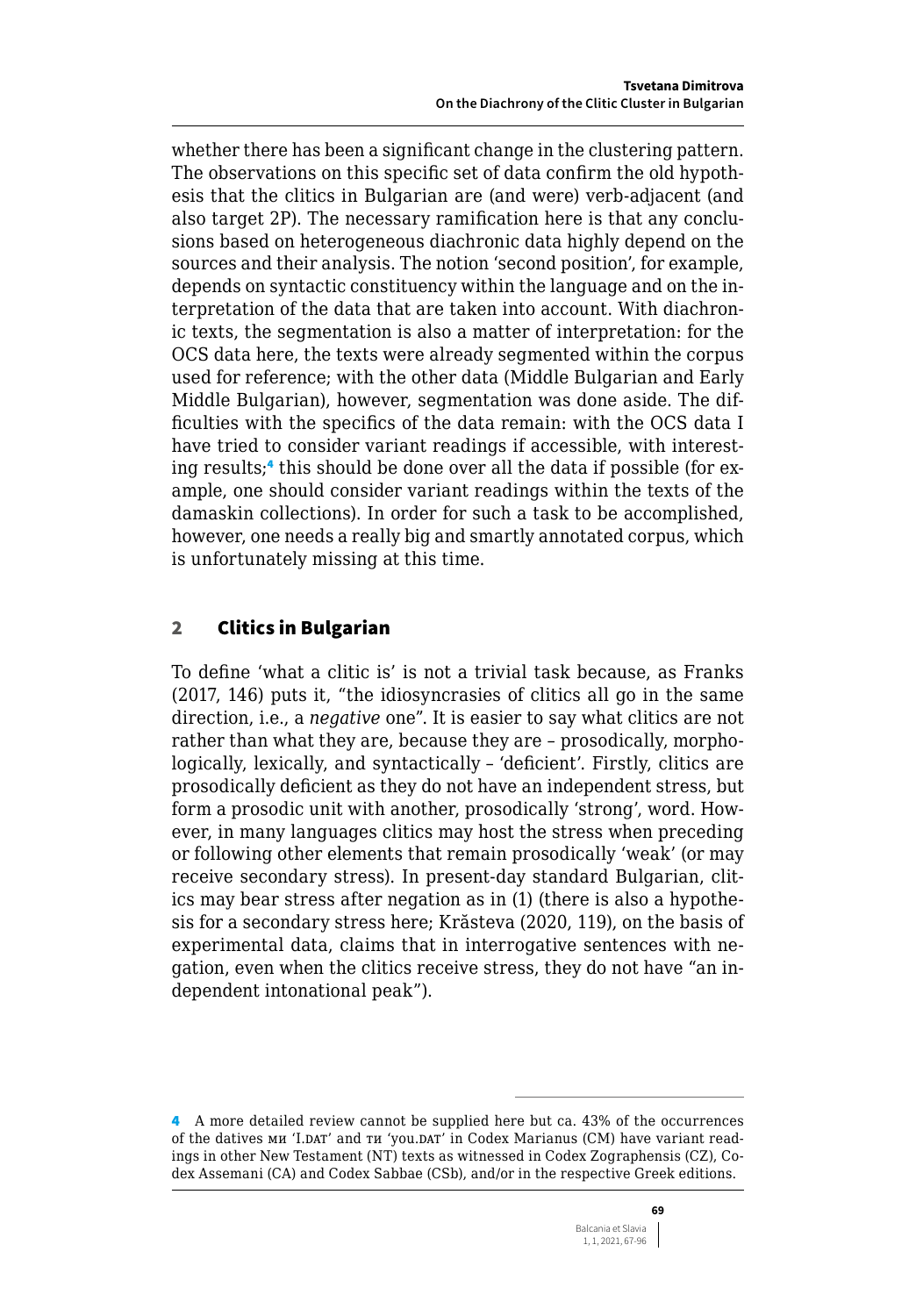whether there has been a significant change in the clustering pattern. The observations on this specific set of data confirm the old hypothesis that the clitics in Bulgarian are (and were) verb-adjacent (and also target 2P). The necessary ramification here is that any conclusions based on heterogeneous diachronic data highly depend on the sources and their analysis. The notion 'second position', for example, depends on syntactic constituency within the language and on the interpretation of the data that are taken into account. With diachronic texts, the segmentation is also a matter of interpretation: for the OCS data here, the texts were already segmented within the corpus used for reference; with the other data (Middle Bulgarian and Early Middle Bulgarian), however, segmentation was done aside. The difficulties with the specifics of the data remain: with the OCS data I have tried to consider variant readings if accessible, with interesting results;[4] this should be done over all the data if possible (for example, one should consider variant readings within the texts of the damaskin collections). In order for such a task to be accomplished, however, one needs a really big and smartly annotated corpus, which is unfortunately missing at this time.

## 2 Clitics in Bulgarian

To define 'what a clitic is' is not a trivial task because, as Franks (2017, 146) puts it, "the idiosyncrasies of clitics all go in the same direction, i.e., a *negative* one". It is easier to say what clitics are not rather than what they are, because they are – prosodically, morphologically, lexically, and syntactically – 'deficient'. Firstly, clitics are prosodically deficient as they do not have an independent stress, but form a prosodic unit with another, prosodically 'strong', word. However, in many languages clitics may host the stress when preceding or following other elements that remain prosodically 'weak' (or may receive secondary stress). In present-day standard Bulgarian, clitics may bear stress after negation as in (1) (there is also a hypothesis for a secondary stress here; Krăsteva (2020, 119), on the basis of experimental data, claims that in interrogative sentences with negation, even when the clitics receive stress, they do not have "an independent intonational peak").

---

4 A more detailed review cannot be supplied here but ca. 43% of the occurrences of the datives ми 'I.DAT' and ти 'you.DAT' in Codex Marianus (CM) have variant readings in other New Testament (NT) texts as witnessed in Codex Zographensis (CZ), Codex Assemani (CA) and Codex Sabbae (CSb), and/or in the respective Greek editions.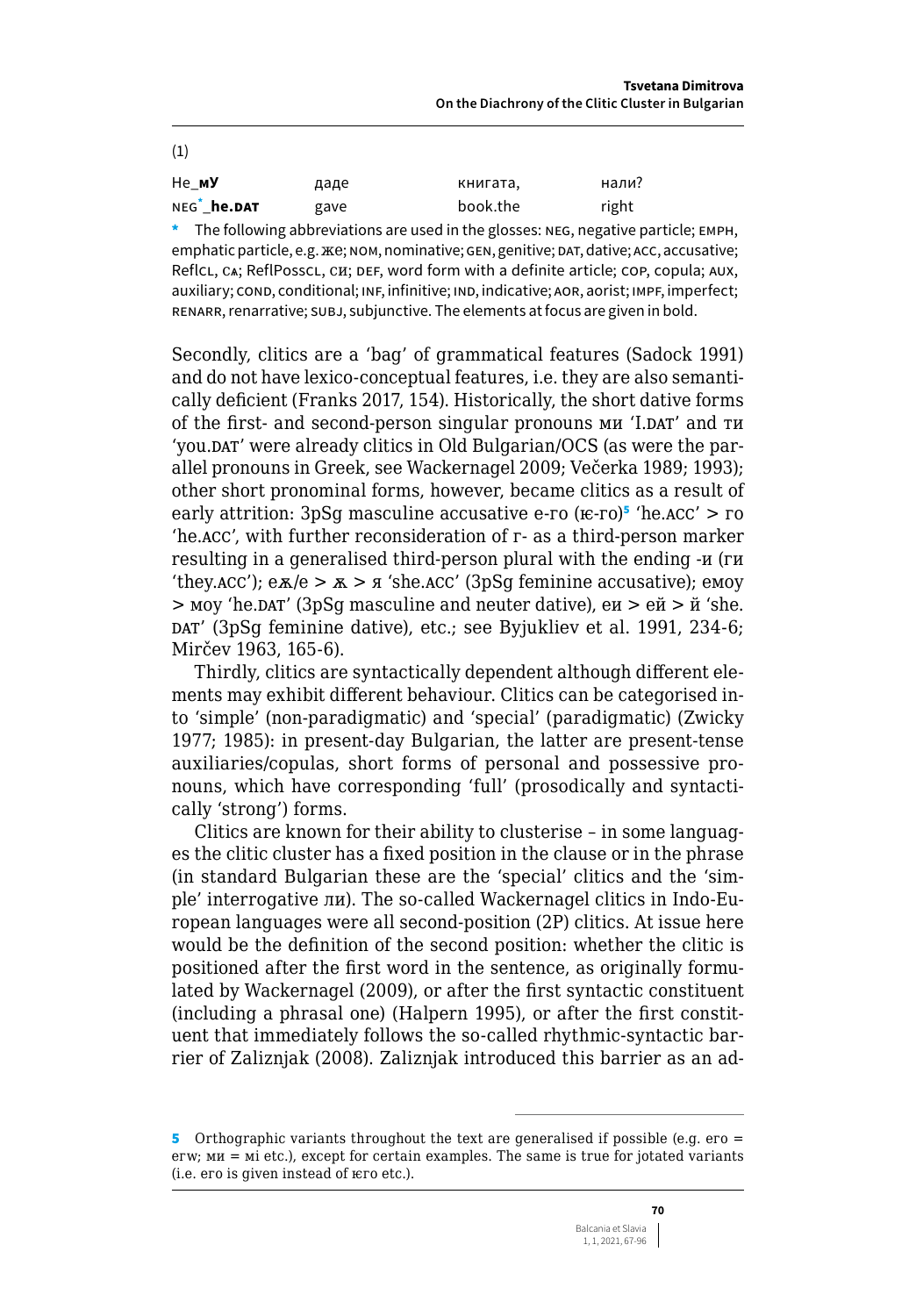(1)

| Не_**му** | даде | книгата, | нали? |
|---|---|---|---|
| NEG[*]_**he.DAT** | gave | book.the | right |

\* The following abbreviations are used in the glosses: NEG, negative particle; EMPH, emphatic particle, e.g. же; NOM, nominative; GEN, genitive; DAT, dative; ACC, accusative; ReflCL, сѧ; ReflPossCL, си; DEF, word form with a definite article; COP, copula; AUX, auxiliary; COND, conditional; INF, infinitive; IND, indicative; AOR, aorist; IMPF, imperfect; RENARR, renarrative; SUBJ, subjunctive. The elements at focus are given in bold.

Secondly, clitics are a 'bag' of grammatical features (Sadock 1991) and do not have lexico-conceptual features, i.e. they are also semantically deficient (Franks 2017, 154). Historically, the short dative forms of the first- and second-person singular pronouns ми 'I.DAT' and ти 'you.DAT' were already clitics in Old Bulgarian/OCS (as were the parallel pronouns in Greek, see Wackernagel 2009; Večerka 1989; 1993); other short pronominal forms, however, became clitics as a result of early attrition: 3pSg masculine accusative е-го (ѥ-го)[5] 'he.ACC' > го 'he.ACC', with further reconsideration of г- as a third-person marker resulting in a generalised third-person plural with the ending -и (ги 'they.ACC'); еѫ/е > ѫ > я 'she.ACC' (3pSg feminine accusative); емоу > моу 'he.DAT' (3pSg masculine and neuter dative), еи > ей > й 'she.DAT' (3pSg feminine dative), etc.; see Byjukliev et al. 1991, 234-6; Mirčev 1963, 165-6).

Thirdly, clitics are syntactically dependent although different elements may exhibit different behaviour. Clitics can be categorised into 'simple' (non-paradigmatic) and 'special' (paradigmatic) (Zwicky 1977; 1985): in present-day Bulgarian, the latter are present-tense auxiliaries/copulas, short forms of personal and possessive pronouns, which have corresponding 'full' (prosodically and syntactically 'strong') forms.

Clitics are known for their ability to clusterise – in some languages the clitic cluster has a fixed position in the clause or in the phrase (in standard Bulgarian these are the 'special' clitics and the 'simple' interrogative ли). The so-called Wackernagel clitics in Indo-European languages were all second-position (2P) clitics. At issue here would be the definition of the second position: whether the clitic is positioned after the first word in the sentence, as originally formulated by Wackernagel (2009), or after the first syntactic constituent (including a phrasal one) (Halpern 1995), or after the first constituent that immediately follows the so-called rhythmic-syntactic barrier of Zaliznjak (2008). Zaliznjak introduced this barrier as an ad-

---

[5] Orthographic variants throughout the text are generalised if possible (e.g. его = егѡ; ми = мі etc.), except for certain examples. The same is true for jotated variants (i.e. его is given instead of ѥго etc.).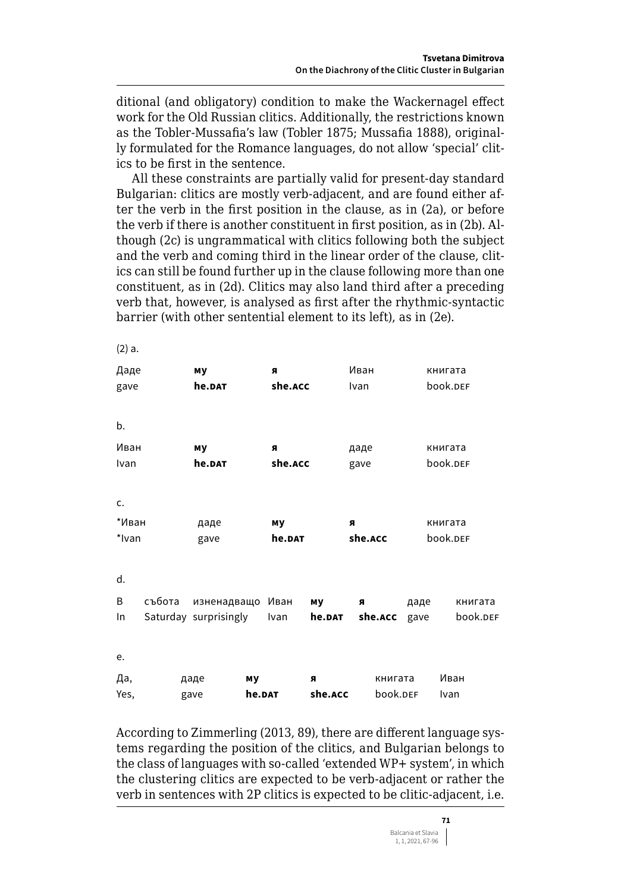ditional (and obligatory) condition to make the Wackernagel effect work for the Old Russian clitics. Additionally, the restrictions known as the Tobler-Mussafia's law (Tobler 1875; Mussafia 1888), originally formulated for the Romance languages, do not allow 'special' clitics to be first in the sentence.

All these constraints are partially valid for present-day standard Bulgarian: clitics are mostly verb-adjacent, and are found either after the verb in the first position in the clause, as in (2a), or before the verb if there is another constituent in first position, as in (2b). Although (2c) is ungrammatical with clitics following both the subject and the verb and coming third in the linear order of the clause, clitics can still be found further up in the clause following more than one constituent, as in (2d). Clitics may also land third after a preceding verb that, however, is analysed as first after the rhythmic-syntactic barrier (with other sentential element to its left), as in (2e).

(2) a.

| Даде | **му** | **я** | Иван | книгата |
|---|---|---|---|---|
| gave | **he.DAT** | **she.ACC** | Ivan | book.DEF |

b.

| Иван | **му** | **я** | даде | книгата |
|---|---|---|---|---|
| Ivan | **he.DAT** | **she.ACC** | gave | book.DEF |

c.

| *Иван | даде | **му** | **я** | книгата |
|---|---|---|---|---|
| *Ivan | gave | **he.DAT** | **she.ACC** | book.DEF |

d.

| В | събота | изненадващо | Иван | **му** | **я** | даде | книгата |
|---|---|---|---|---|---|---|---|
| In | Saturday | surprisingly | Ivan | **he.DAT** | **she.ACC** | gave | book.DEF |

e.

| Да, | даде | **му** | **я** | книгата | Иван |
|---|---|---|---|---|---|
| Yes, | gave | **he.DAT** | **she.ACC** | book.DEF | Ivan |

According to Zimmerling (2013, 89), there are different language systems regarding the position of the clitics, and Bulgarian belongs to the class of languages with so-called 'extended WP+ system', in which the clustering clitics are expected to be verb-adjacent or rather the verb in sentences with 2P clitics is expected to be clitic-adjacent, i.e.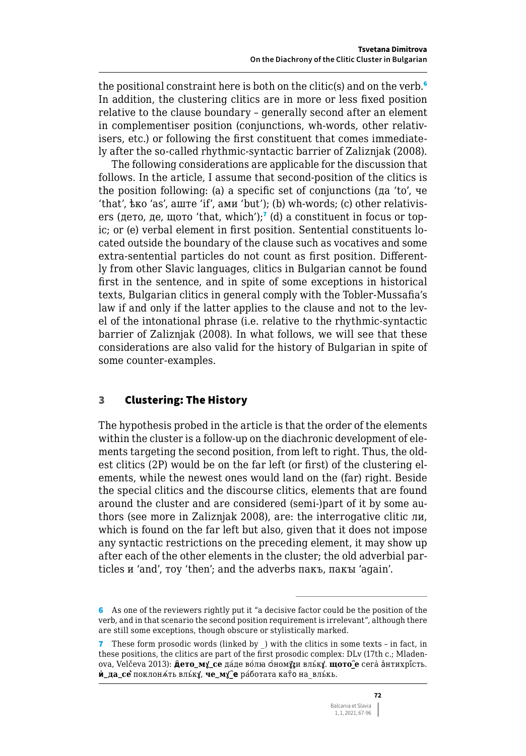the positional constraint here is both on the clitic(s) and on the verb.[6] In addition, the clustering clitics are in more or less fixed position relative to the clause boundary – generally second after an element in complementiser position (conjunctions, wh-words, other relativisers, etc.) or following the first constituent that comes immediately after the so-called rhythmic-syntactic barrier of Zaliznjak (2008).

The following considerations are applicable for the discussion that follows. In the article, I assume that second-position of the clitics is the position following: (a) a specific set of conjunctions (да 'to', че 'that', ѣко 'as', аште 'if', ами 'but'); (b) wh-words; (c) other relativisers (дето, де, щото 'that, which');[7] (d) a constituent in focus or topic; or (e) verbal element in first position. Sentential constituents located outside the boundary of the clause such as vocatives and some extra-sentential particles do not count as first position. Differently from other Slavic languages, clitics in Bulgarian cannot be found first in the sentence, and in spite of some exceptions in historical texts, Bulgarian clitics in general comply with the Tobler-Mussafia's law if and only if the latter applies to the clause and not to the level of the intonational phrase (i.e. relative to the rhythmic-syntactic barrier of Zaliznjak (2008). In what follows, we will see that these considerations are also valid for the history of Bulgarian in spite of some counter-examples.

## 3 Clustering: The History

The hypothesis probed in the article is that the order of the elements within the cluster is a follow-up on the diachronic development of elements targeting the second position, from left to right. Thus, the oldest clitics (2P) would be on the far left (or first) of the clustering elements, while the newest ones would land on the (far) right. Beside the special clitics and the discourse clitics, elements that are found around the cluster and are considered (semi-)part of it by some authors (see more in Zaliznjak 2008), are: the interrogative clitic ли, which is found on the far left but also, given that it does not impose any syntactic restrictions on the preceding element, it may show up after each of the other elements in the cluster; the old adverbial particles и 'and', тоу 'then'; and the adverbs пакъ, пакы 'again'.

---

[6] As one of the reviewers rightly put it "a decisive factor could be the position of the verb, and in that scenario the second position requirement is irrelevant", although there are still some exceptions, though obscure or stylistically marked.

[7] These form prosodic words (linked by _) with the clitics in some texts – in fact, in these positions, the clitics are part of the first prosodic complex: DLv (17th c.; Mladenova, Velčeva 2013): **дето_мꙋ_се** да́де во́лꙗ о҆номꙋ́ѕи влъ́кꙋ. **щото͡е** сега̀ а҆нтихрі̑сть. **и҆_да_сѐ** поклонѧ́ть влъ́кꙋ, **че_мꙋ͡е** ра́ботата ка̑то на_влъ́кь.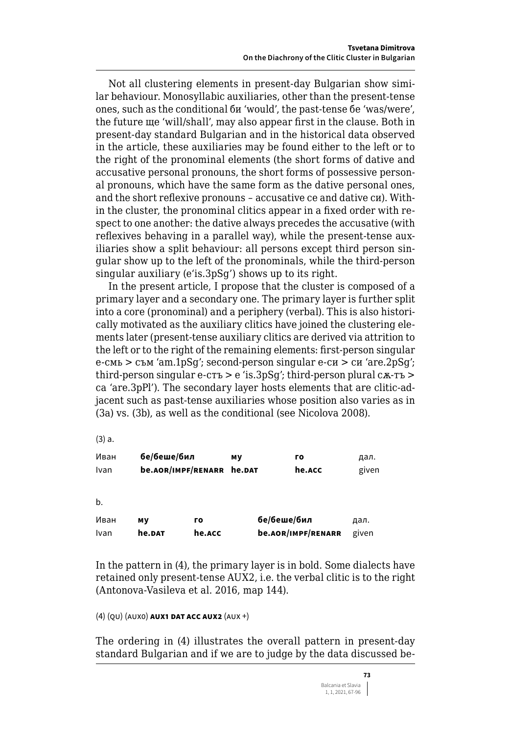Not all clustering elements in present-day Bulgarian show similar behaviour. Monosyllabic auxiliaries, other than the present-tense ones, such as the conditional би 'would', the past-tense бе 'was/were', the future ще 'will/shall', may also appear first in the clause. Both in present-day standard Bulgarian and in the historical data observed in the article, these auxiliaries may be found either to the left or to the right of the pronominal elements (the short forms of dative and accusative personal pronouns, the short forms of possessive personal pronouns, which have the same form as the dative personal ones, and the short reflexive pronouns – accusative се and dative си). Within the cluster, the pronominal clitics appear in a fixed order with respect to one another: the dative always precedes the accusative (with reflexives behaving in a parallel way), while the present-tense auxiliaries show a split behaviour: all persons except third person singular show up to the left of the pronominals, while the third-person singular auxiliary (е'is.3pSg') shows up to its right.

In the present article, I propose that the cluster is composed of a primary layer and a secondary one. The primary layer is further split into a core (pronominal) and a periphery (verbal). This is also historically motivated as the auxiliary clitics have joined the clustering elements later (present-tense auxiliary clitics are derived via attrition to the left or to the right of the remaining elements: first-person singular е-смь > съм 'am.1pSg'; second-person singular е-си > си 'are.2pSg'; third-person singular е-стъ > е 'is.3pSg'; third-person plural сѫ-тъ > са 'are.3pPl'). The secondary layer hosts elements that are clitic-adjacent such as past-tense auxiliaries whose position also varies as in (3a) vs. (3b), as well as the conditional (see Nicolova 2008).

(3) a.

| Иван | **бе/беше/бил** | **му** | **го** | дал. |
|---|---|---|---|---|
| Ivan | **be.AOR/IMPF/RENARR** | **he.DAT** | **he.ACC** | given |

b.

| Иван | **му** | **го** | **бе/беше/бил** | дал. |
|---|---|---|---|---|
| Ivan | **he.DAT** | **he.ACC** | **be.AOR/IMPF/RENARR** | given |

In the pattern in (4), the primary layer is in bold. Some dialects have retained only present-tense AUX2, i.e. the verbal clitic is to the right (Antonova-Vasileva et al. 2016, map 144).

(4) (QU) (AUX0) **AUX1 DAT ACC AUX2** (AUX +)

The ordering in (4) illustrates the overall pattern in present-day standard Bulgarian and if we are to judge by the data discussed be-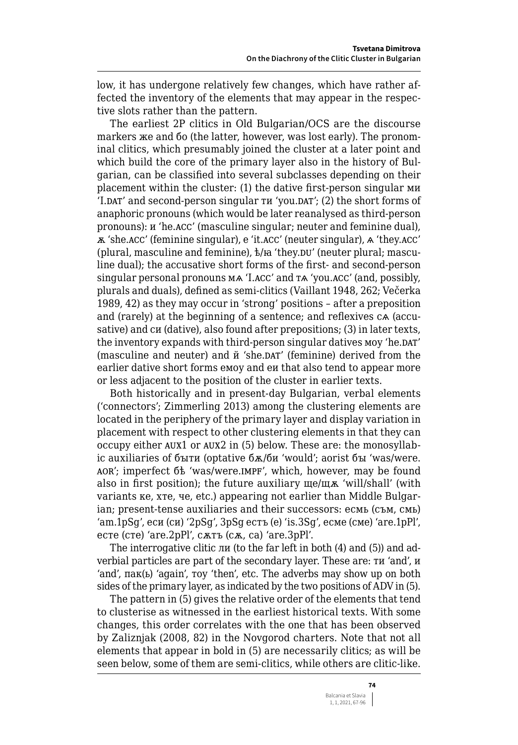low, it has undergone relatively few changes, which have rather affected the inventory of the elements that may appear in the respective slots rather than the pattern.

The earliest 2P clitics in Old Bulgarian/OCS are the discourse markers же and бо (the latter, however, was lost early). The pronominal clitics, which presumably joined the cluster at a later point and which build the core of the primary layer also in the history of Bulgarian, can be classified into several subclasses depending on their placement within the cluster: (1) the dative first-person singular ми 'I.DAT' and second-person singular ти 'you.DAT'; (2) the short forms of anaphoric pronouns (which would be later reanalysed as third-person pronouns): и 'he.ACC' (masculine singular; neuter and feminine dual), ѫ 'she.ACC' (feminine singular), е 'it.ACC' (neuter singular), ѧ 'they.ACC' (plural, masculine and feminine), ѣ/ꙗ 'they.DU' (neuter plural; masculine dual); the accusative short forms of the first- and second-person singular personal pronouns мѧ 'I.ACC' and тѧ 'you.ACC' (and, possibly, plurals and duals), defined as semi-clitics (Vaillant 1948, 262; Večerka 1989, 42) as they may occur in 'strong' positions – after a preposition and (rarely) at the beginning of a sentence; and reflexives сѧ (accusative) and си (dative), also found after prepositions; (3) in later texts, the inventory expands with third-person singular datives моу 'he.DAT' (masculine and neuter) and й 'she.DAT' (feminine) derived from the earlier dative short forms емоу and еи that also tend to appear more or less adjacent to the position of the cluster in earlier texts.

Both historically and in present-day Bulgarian, verbal elements ('connectors'; Zimmerling 2013) among the clustering elements are located in the periphery of the primary layer and display variation in placement with respect to other clustering elements in that they can occupy either AUX1 or AUX2 in (5) below. These are: the monosyllabic auxiliaries of быти (optative бѫ/би 'would'; aorist бы 'was/were.AOR'; imperfect бѣ 'was/were.IMPF', which, however, may be found also in first position); the future auxiliary ще/щѫ 'will/shall' (with variants ке, хте, че, etc.) appearing not earlier than Middle Bulgarian; present-tense auxiliaries and their successors: есмь (съм, смь) 'am.1pSg', еси (си) '2pSg', 3pSg естъ (е) 'is.3Sg', есме (сме) 'are.1pPl', есте (сте) 'are.2pPl', сѫтъ (сѫ, са) 'are.3pPl'.

The interrogative clitic ли (to the far left in both (4) and (5)) and adverbial particles are part of the secondary layer. These are: ти 'and', и 'and', пак(ь) 'again', тоу 'then', etc. The adverbs may show up on both sides of the primary layer, as indicated by the two positions of ADV in (5).

The pattern in (5) gives the relative order of the elements that tend to clusterise as witnessed in the earliest historical texts. With some changes, this order correlates with the one that has been observed by Zaliznjak (2008, 82) in the Novgorod charters. Note that not all elements that appear in bold in (5) are necessarily clitics; as will be seen below, some of them are semi-clitics, while others are clitic-like.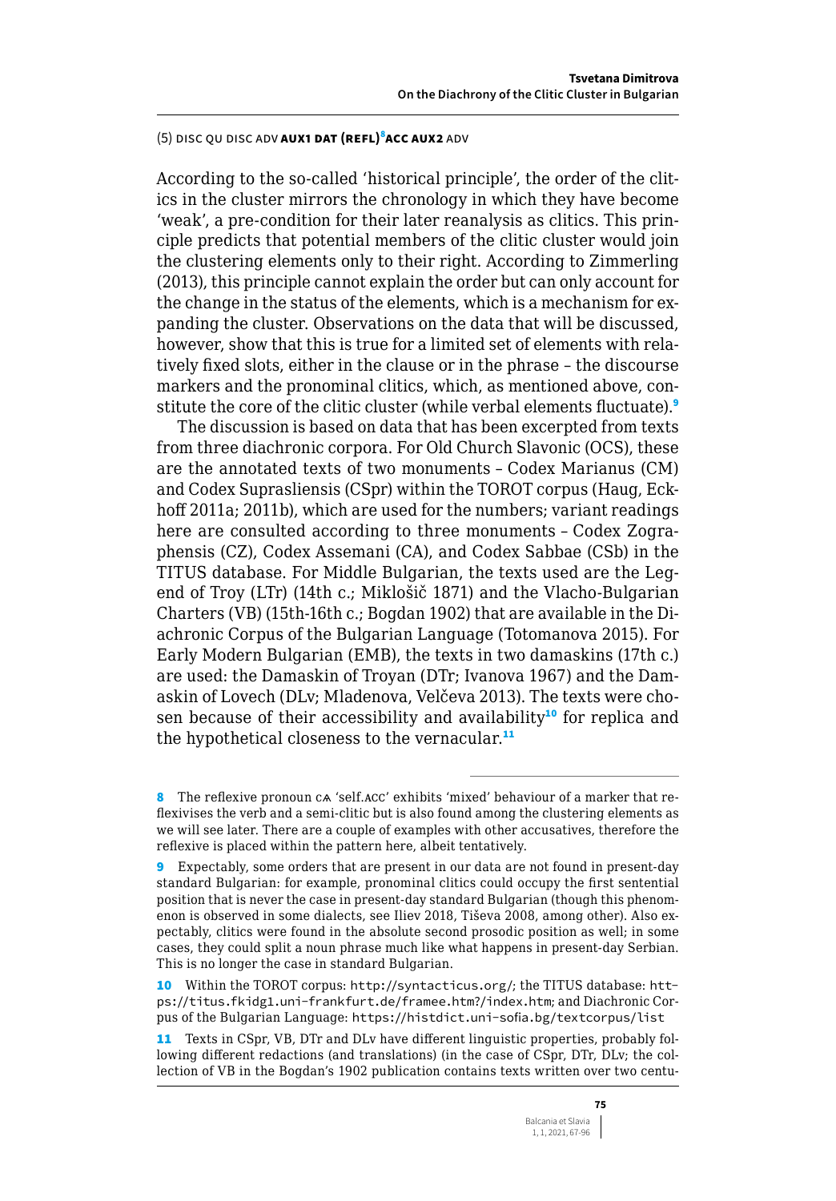(5) DISC QU DISC ADV **AUX1 DAT (REFL)**[8]**ACC AUX2** ADV

According to the so-called 'historical principle', the order of the clitics in the cluster mirrors the chronology in which they have become 'weak', a pre-condition for their later reanalysis as clitics. This principle predicts that potential members of the clitic cluster would join the clustering elements only to their right. According to Zimmerling (2013), this principle cannot explain the order but can only account for the change in the status of the elements, which is a mechanism for expanding the cluster. Observations on the data that will be discussed, however, show that this is true for a limited set of elements with relatively fixed slots, either in the clause or in the phrase – the discourse markers and the pronominal clitics, which, as mentioned above, constitute the core of the clitic cluster (while verbal elements fluctuate).[9]

The discussion is based on data that has been excerpted from texts from three diachronic corpora. For Old Church Slavonic (OCS), these are the annotated texts of two monuments – Codex Marianus (CM) and Codex Suprasliensis (CSpr) within the TOROT corpus (Haug, Eckhoff 2011a; 2011b), which are used for the numbers; variant readings here are consulted according to three monuments – Codex Zographensis (CZ), Codex Assemani (CA), and Codex Sabbae (CSb) in the TITUS database. For Middle Bulgarian, the texts used are the Legend of Troy (LTr) (14th c.; Miklošič 1871) and the Vlacho-Bulgarian Charters (VB) (15th-16th c.; Bogdan 1902) that are available in the Diachronic Corpus of the Bulgarian Language (Totomanova 2015). For Early Modern Bulgarian (EMB), the texts in two damaskins (17th c.) are used: the Damaskin of Troyan (DTr; Ivanova 1967) and the Damaskin of Lovech (DLv; Mladenova, Velčeva 2013). The texts were chosen because of their accessibility and availability[10] for replica and the hypothetical closeness to the vernacular.[11]

---

8 The reflexive pronoun сѧ 'self.ACC' exhibits 'mixed' behaviour of a marker that reflexivises the verb and a semi-clitic but is also found among the clustering elements as we will see later. There are a couple of examples with other accusatives, therefore the reflexive is placed within the pattern here, albeit tentatively.

9 Expectably, some orders that are present in our data are not found in present-day standard Bulgarian: for example, pronominal clitics could occupy the first sentential position that is never the case in present-day standard Bulgarian (though this phenomenon is observed in some dialects, see Iliev 2018, Tiševa 2008, among other). Also expectably, clitics were found in the absolute second prosodic position as well; in some cases, they could split a noun phrase much like what happens in present-day Serbian. This is no longer the case in standard Bulgarian.

10 Within the TOROT corpus: http://syntacticus.org/; the TITUS database: https://titus.fkidg1.uni-frankfurt.de/framee.htm?/index.htm; and Diachronic Corpus of the Bulgarian Language: https://histdict.uni-sofia.bg/textcorpus/list

11 Texts in CSpr, VB, DTr and DLv have different linguistic properties, probably following different redactions (and translations) (in the case of CSpr, DTr, DLv; the collection of VB in the Bogdan's 1902 publication contains texts written over two centu-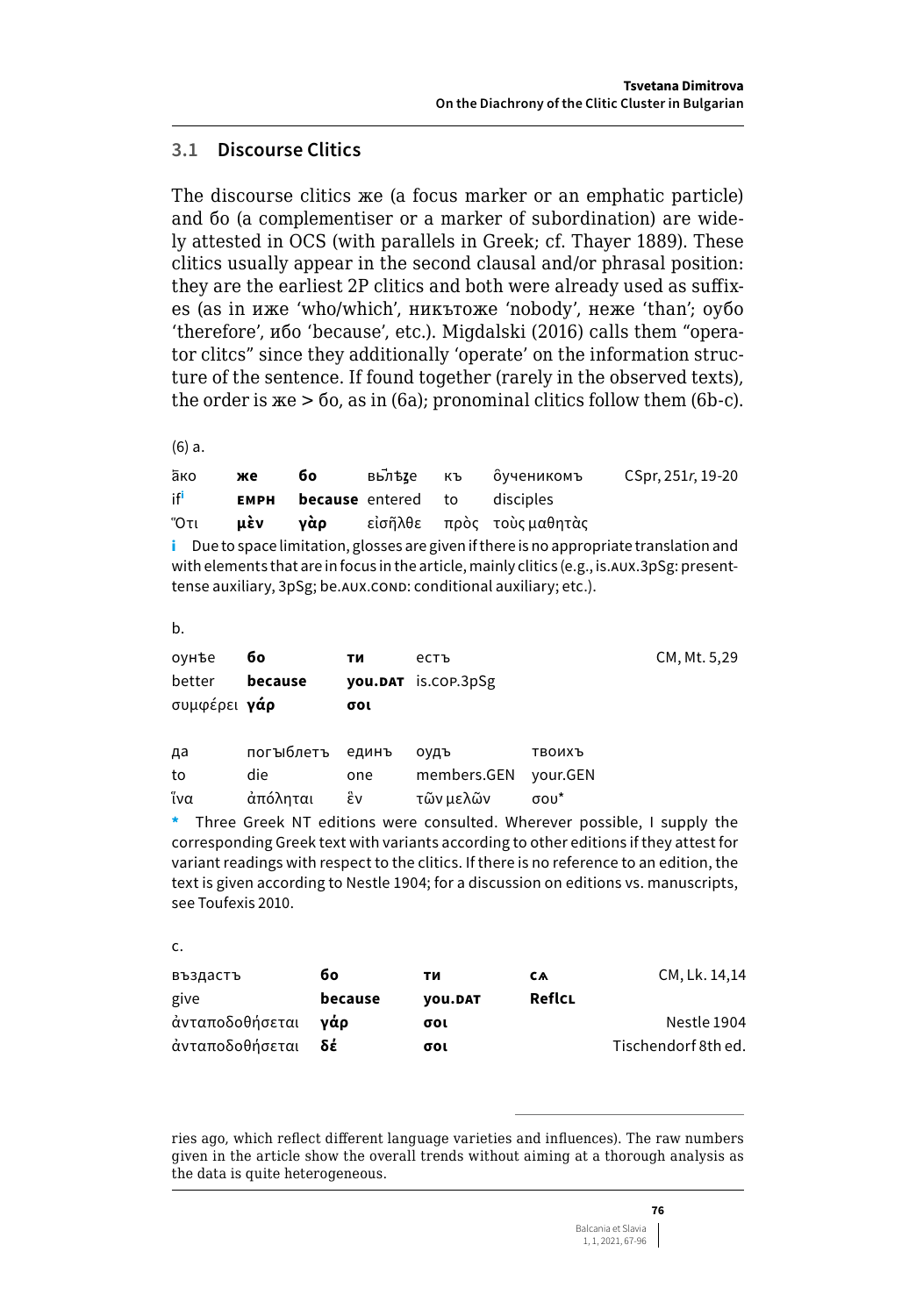## 3.1 Discourse Clitics

The discourse clitics же (a focus marker or an emphatic particle) and бо (a complementiser or a marker of subordination) are widely attested in OCS (with parallels in Greek; cf. Thayer 1889). These clitics usually appear in the second clausal and/or phrasal position: they are the earliest 2P clitics and both were already used as suffixes (as in иже 'who/which', никътоже 'nobody', неже 'than'; оубо 'therefore', ибо 'because', etc.). Migdalski (2016) calls them "operator clitcs" since they additionally 'operate' on the information structure of the sentence. If found together (rarely in the observed texts), the order is же > бо, as in (6a); pronominal clitics follow them (6b-c).

(6) a.

| а҃ко | **же** | **бо** | вълѣꙃе | къ | ȏученикомъ | CSpr, 251*r*, 19-20 |
|---|---|---|---|---|---|---|
| if[i] | **EMPH** | **because** | entered | to | disciples | |
| Ὅτι | **μὲν** | **γὰρ** | εἰσῆλθε | πρὸς | τοὺς μαθητὰς | |

**i** Due to space limitation, glosses are given if there is no appropriate translation and with elements that are in focus in the article, mainly clitics (e.g., is.AUX.3pSg: present-tense auxiliary, 3pSg; be.AUX.COND: conditional auxiliary; etc.).

b.

| оунѣе | **бо** | **ти** | естъ | | CM, Mt. 5,29 |
|---|---|---|---|---|---|
| better | **because** | **you.DAT** | is.COP.3pSg | | |
| συμφέρει | **γάρ** | **σοι** | | | |
| да | погыблетъ | единъ | оудъ | твоихъ | |
| to | die | one | members.GEN | your.GEN | |
| ἵνα | ἀπόληται | ἓν | τῶν μελῶν | σου* | |

\* Three Greek NT editions were consulted. Wherever possible, I supply the corresponding Greek text with variants according to other editions if they attest for variant readings with respect to the clitics. If there is no reference to an edition, the text is given according to Nestle 1904; for a discussion on editions vs. manuscripts, see Toufexis 2010.

c.

| въздастъ | **бо** | **ти** | **сѧ** | CM, Lk. 14,14 |
|---|---|---|---|---|
| give | **because** | **you.DAT** | **ReflCL** | |
| ἀνταποδοθήσεται | **γὰρ** | **σοι** | | Nestle 1904 |
| ἀνταποδοθήσεται | **δέ** | **σοι** | | Tischendorf 8th ed. |

ries ago, which reflect different language varieties and influences). The raw numbers given in the article show the overall trends without aiming at a thorough analysis as the data is quite heterogeneous.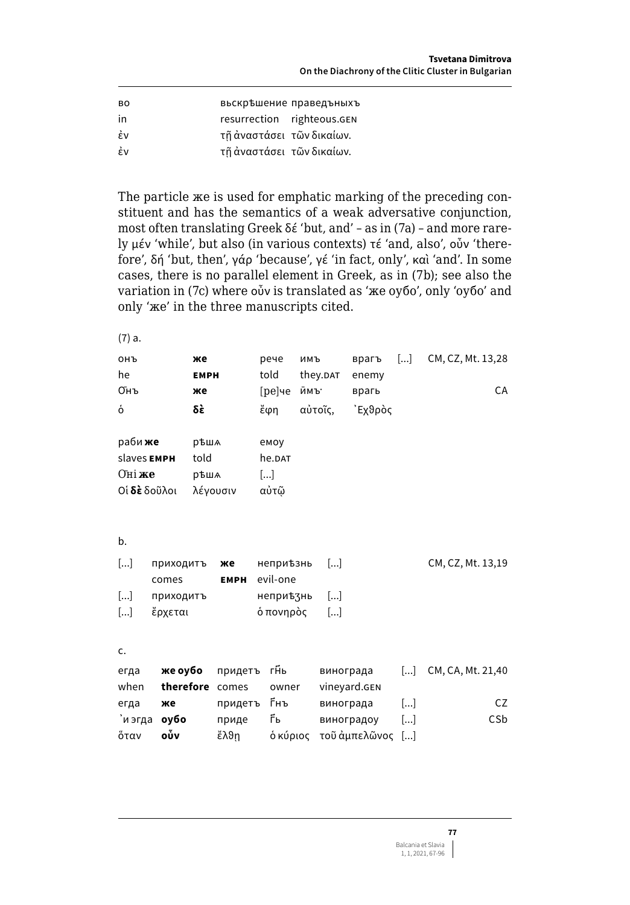| во | вьскрѣшение праведъныхъ |
|---|---|
| in | resurrection righteous.GEN |
| ἐν | τῇ ἀναστάσει τῶν δικαίων. |
| ἐν | τῇ ἀναστάσει τῶν δικαίων. |

The particle же is used for emphatic marking of the preceding constituent and has the semantics of a weak adversative conjunction, most often translating Greek δέ 'but, and' – as in (7a) – and more rarely μέν 'while', but also (in various contexts) τέ 'and, also', οὖν 'therefore', δή 'but, then', γάρ 'because', γέ 'in fact, only', καὶ 'and'. In some cases, there is no parallel element in Greek, as in (7b); see also the variation in (7c) where οὖν is translated as 'же оубо', only 'оубо' and only 'же' in the three manuscripts cited.

(7) a.

| онъ | **же** | рече | имъ | врагъ | [...] | CM, CZ, Mt. 13,28 |
|---|---|---|---|---|---|---|
| he | **EMPH** | told | they.DAT | enemy | | |
| О҃нъ | **же** | [ре]че | ӥмъ· | врагь | | CA |
| ὁ | **δὲ** | ἔφη | αὐτοῖς, | ᾿Εχθρὸς | | |

| раби **же** | рѣшѧ | емоу |
|---|---|---|
| slaves **EMPH** | told | he.DAT |
| О҃нї **же** | рѣшѧ | [...] |
| Οἱ **δὲ** δοῦλοι | λέγουσιν | αὐτῷ |

b.

| [...] | приходитъ | **же** | неприѣзнь | [...] | CM, CZ, Mt. 13,19 |
|---|---|---|---|---|---|
| | comes | **EMPH** | evil-one | | |
| [...] | приходитъ | | неприѣзнь | [...] | |
| [...] | ἔρχεται | | ὁ πονηρὸς | [...] | |

c.

| егда | **же оубо** | придетъ | г҃нь | винограда | [...] | CM, CA, Mt. 21,40 |
|---|---|---|---|---|---|---|
| when | **therefore** | comes | owner | vineyard.GEN | | |
| егда | **же** | придетъ | г҃нъ | винограда | [...] | CZ |
| ᾿и эгда | **оубо** | приде | г҃ь | виноградоу | [...] | CSb |
| ὅταν | **οὖν** | ἔλθῃ | ὁ κύριος | τοῦ ἀμπελῶνος | [...] | |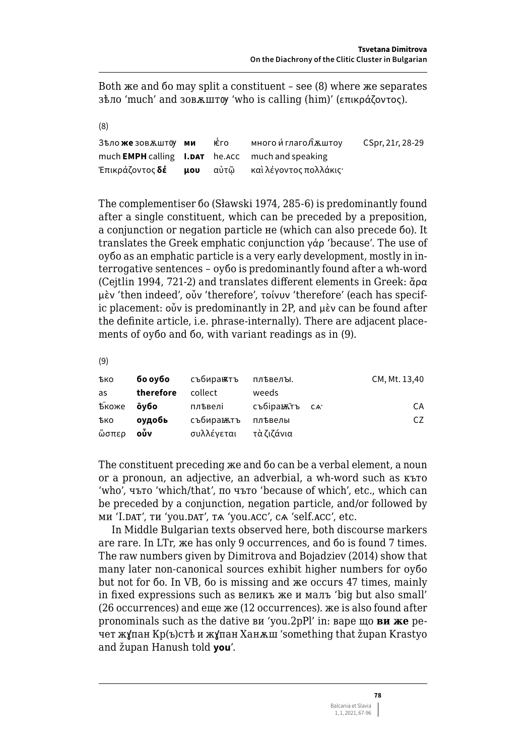Both же and бо may split a constituent – see (8) where же separates зѣло 'much' and зовѫштѹ 'who is calling (him)' (επικράζοντος).

(8)

| | | | | |
|---|---|---|---|---|
| Зѣло **же** зовѫштѹ | **ми** | ѥ́го | много и́ глаго҇лѫштоу | CSpr, 21*r*, 28-29 |
| much **EMPH** calling | **I.DAT** | he.ACC | much and speaking | |
| Ἐπικράζοντος **δέ** | **μου** | αὐτῷ | καὶ λέγοντος πολλάκις· | |

The complementiser бо (Sławski 1974, 285-6) is predominantly found after a single constituent, which can be preceded by a preposition, a conjunction or negation particle не (which can also precede бо). It translates the Greek emphatic conjunction γάρ 'because'. The use of оубо as an emphatic particle is a very early development, mostly in interrogative sentences – оубо is predominantly found after a wh-word (Cejtlin 1994, 721-2) and translates different elements in Greek: ἄρα μὲν 'then indeed', οὖν 'therefore', τοίνυν 'therefore' (each has specific placement: οὖν is predominantly in 2P, and μὲν can be found after the definite article, i.e. phrase-internally). There are adjacent placements of оубо and бо, with variant readings as in (9).

(9)

| | | | | | |
|---|---|---|---|---|---|
| ѣко | **бо оубо** | събираѭтъ | плѣвелъı. | | CM, Mt. 13,40 |
| as | **therefore** | collect | weeds | | |
| ѣ҇коже | **ȏубо** | плѣвелі | събіраѭ҇тъ | сѧ· | CA |
| ѣко | **оудобь** | събираѭтъ | плѣвелы | | CZ |
| ὥσπερ | **οὖν** | συλλέγεται | τὰ ζιζάνια | | |

The constituent preceding же and бо can be a verbal element, a noun or a pronoun, an adjective, an adverbial, a wh-word such as кто 'who', что 'which/that', по что 'because of which', etc., which can be preceded by a conjunction, negation particle, and/or followed by ми 'I.DAT', ти 'you.DAT', тѧ 'you.ACC', сѧ 'self.ACC', etc.

In Middle Bulgarian texts observed here, both discourse markers are rare. In LTr, же has only 9 occurrences, and бо is found 7 times. The raw numbers given by Dimitrova and Bojadziev (2014) show that many later non-canonical sources exhibit higher numbers for оубо but not for бо. In VB, бо is missing and же occurs 47 times, mainly in fixed expressions such as великъ же и малъ 'big but also small' (26 occurrences) and еще же (12 occurrences). же is also found after pronominals such as the dative ви 'you.2pPl' in: варе що **ви же** речет жɣпан Кр(ъ)стѣ и жɣпан Ханѫш 'something that župan Krastyo and župan Hanush told **you**'.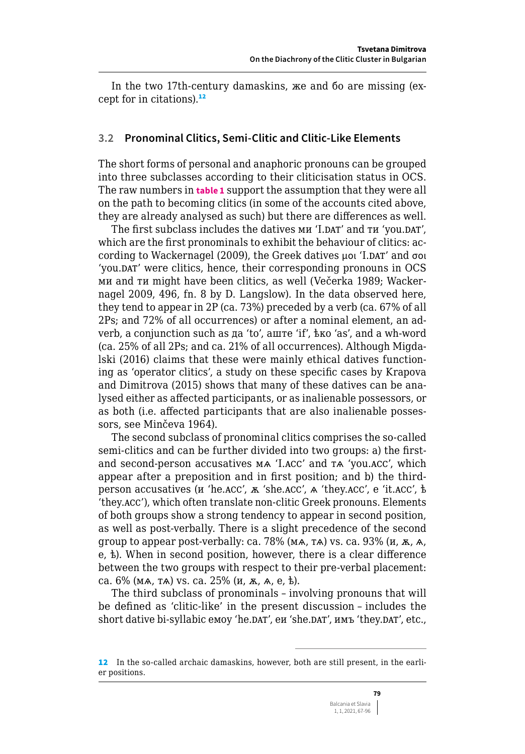In the two 17th-century damaskins, же and бо are missing (except for in citations).[12]

### 3.2 Pronominal Clitics, Semi-Clitic and Clitic-Like Elements

The short forms of personal and anaphoric pronouns can be grouped into three subclasses according to their cliticisation status in OCS. The raw numbers in **table 1** support the assumption that they were all on the path to becoming clitics (in some of the accounts cited above, they are already analysed as such) but there are differences as well.

The first subclass includes the datives ми 'I.DAT' and ти 'you.DAT', which are the first pronominals to exhibit the behaviour of clitics: according to Wackernagel (2009), the Greek datives μοι 'I.DAT' and σοι 'you.DAT' were clitics, hence, their corresponding pronouns in OCS ми and ти might have been clitics, as well (Večerka 1989; Wackernagel 2009, 496, fn. 8 by D. Langslow). In the data observed here, they tend to appear in 2P (ca. 73%) preceded by a verb (ca. 67% of all 2Ps; and 72% of all occurrences) or after a nominal element, an adverb, a conjunction such as да 'to', аште 'if', ѣко 'as', and a wh-word (ca. 25% of all 2Ps; and ca. 21% of all occurrences). Although Migdalski (2016) claims that these were mainly ethical datives functioning as 'operator clitics', a study on these specific cases by Krapova and Dimitrova (2015) shows that many of these datives can be analysed either as affected participants, or as inalienable possessors, or as both (i.e. affected participants that are also inalienable possessors, see Minčeva 1964).

The second subclass of pronominal clitics comprises the so-called semi-clitics and can be further divided into two groups: a) the first- and second-person accusatives мѧ 'I.ACC' and тѧ 'you.ACC', which appear after a preposition and in first position; and b) the third-person accusatives (и 'he.ACC', ѭ 'she.ACC', ѧ 'they.ACC', е 'it.ACC', ѣ 'they.ACC'), which often translate non-clitic Greek pronouns. Elements of both groups show a strong tendency to appear in second position, as well as post-verbally. There is a slight precedence of the second group to appear post-verbally: ca. 78% (мѧ, тѧ) vs. ca. 93% (и, ѭ, ѧ, е, ѣ). When in second position, however, there is a clear difference between the two groups with respect to their pre-verbal placement: ca. 6% (мѧ, тѧ) vs. ca. 25% (и, ѭ, ѧ, е, ѣ).

The third subclass of pronominals – involving pronouns that will be defined as 'clitic-like' in the present discussion – includes the short dative bi-syllabic емоу 'he.DAT', еи 'she.DAT', имъ 'they.DAT', etc.,

---

[12] In the so-called archaic damaskins, however, both are still present, in the earlier positions.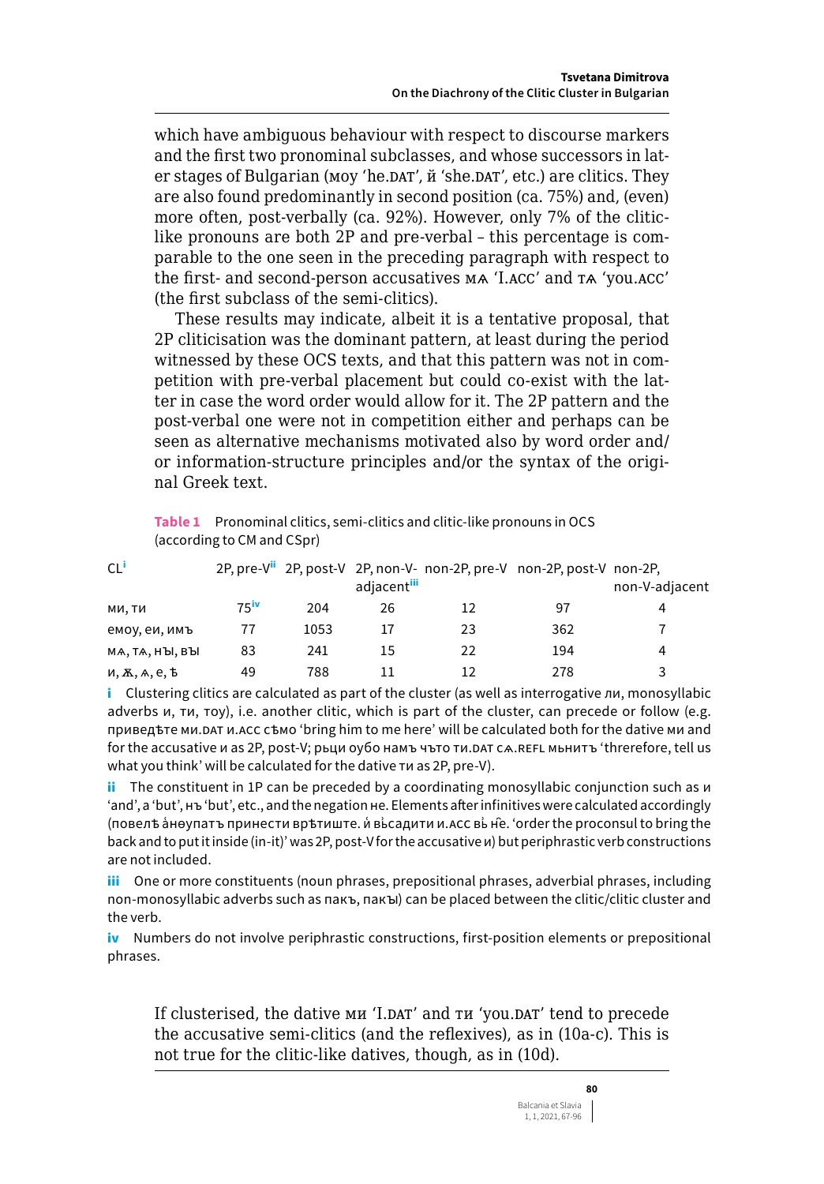which have ambiguous behaviour with respect to discourse markers and the first two pronominal subclasses, and whose successors in later stages of Bulgarian (моу 'he.DAT', й 'she.DAT', etc.) are clitics. They are also found predominantly in second position (ca. 75%) and, (even) more often, post-verbally (ca. 92%). However, only 7% of the clitic-like pronouns are both 2P and pre-verbal – this percentage is comparable to the one seen in the preceding paragraph with respect to the first- and second-person accusatives мѧ 'I.ACC' and тѧ 'you.ACC' (the first subclass of the semi-clitics).

These results may indicate, albeit it is a tentative proposal, that 2P cliticisation was the dominant pattern, at least during the period witnessed by these OCS texts, and that this pattern was not in competition with pre-verbal placement but could co-exist with the latter in case the word order would allow for it. The 2P pattern and the post-verbal one were not in competition either and perhaps can be seen as alternative mechanisms motivated also by word order and/or information-structure principles and/or the syntax of the original Greek text.

**Table 1** Pronominal clitics, semi-clitics and clitic-like pronouns in OCS (according to CM and CSpr)

| CL[i] | 2P, pre-V[ii] | 2P, post-V | 2P, non-V-adjacent[iii] | non-2P, pre-V | non-2P, post-V | non-2P, non-V-adjacent |
|---|---|---|---|---|---|---|
| ми, ти | 75[iv] | 204 | 26 | 12 | 97 | 4 |
| емоу, еи, имъ | 77 | 1053 | 17 | 23 | 362 | 7 |
| мѧ, тѧ, ны, вы | 83 | 241 | 15 | 22 | 194 | 4 |
| и, ѭ, ѩ, е, ѣ | 49 | 788 | 11 | 12 | 278 | 3 |

**i** Clustering clitics are calculated as part of the cluster (as well as interrogative ли, monosyllabic adverbs и, ти, тоу), i.e. another clitic, which is part of the cluster, can precede or follow (e.g. приведѣте ми.DAT и.ACC сѣмо 'bring him to me here' will be calculated both for the dative ми and for the accusative и as 2P, post-V; рьци оубо намъ чъто ти.DAT сѧ.REFL мьнитъ 'threrefore, tell us what you think' will be calculated for the dative ти as 2P, pre-V).

**ii** The constituent in 1P can be preceded by a coordinating monosyllabic conjunction such as и 'and', а 'but', нъ 'but', etc., and the negation не. Elements after infinitives were calculated accordingly (повелѣ ἀнѳупатъ принести врѣтиште. и҆ вь҆садити и.ACC вь҆ н҄е. 'order the proconsul to bring the back and to put it inside (in-it)' was 2P, post-V for the accusative и) but periphrastic verb constructions are not included.

**iii** One or more constituents (noun phrases, prepositional phrases, adverbial phrases, including non-monosyllabic adverbs such as пакъ, пакы) can be placed between the clitic/clitic cluster and the verb.

**iv** Numbers do not involve periphrastic constructions, first-position elements or prepositional phrases.

If clusterised, the dative ми 'I.DAT' and ти 'you.DAT' tend to precede the accusative semi-clitics (and the reflexives), as in (10a-c). This is not true for the clitic-like datives, though, as in (10d).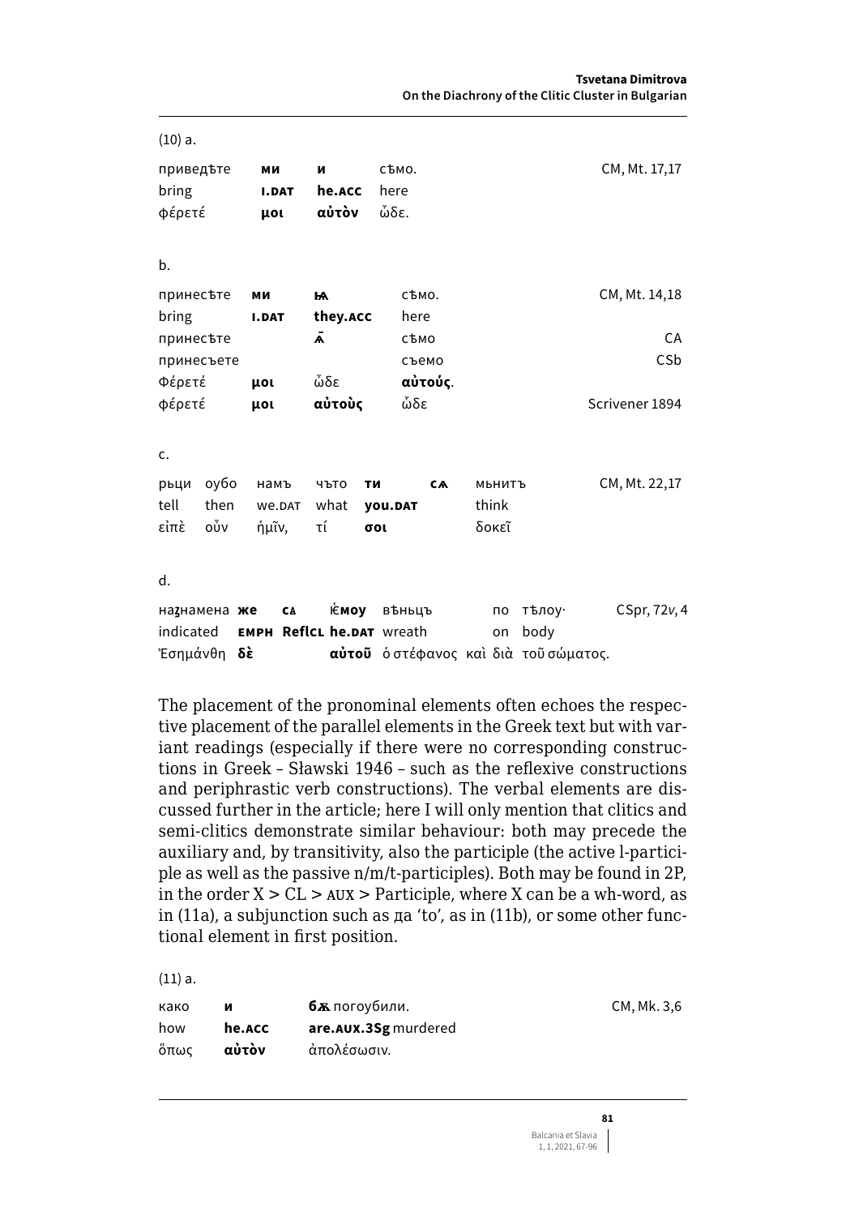(10) a.

| приведѣте | **ми** | **и** | сѣмо. | CM, Mt. 17,17 |
|---|---|---|---|---|
| bring | **I.DAT** | **he.ACC** | here | |
| φέρετέ | **μοι** | **αὐτὸν** | ὧδε. | |

b.

| принесѣте | **ми** | **ѩ** | сѣмо. | CM, Mt. 14,18 |
|---|---|---|---|---|
| bring | **I.DAT** | **they.ACC** | here | |
| принесѣте | | **ѧ҃** | сѣмо | CA |
| принесъете | | | съемо | CSb |
| Φέρετέ | **μοι** | ὧδε | **αὐτούς**. | |
| φέρετέ | **μοι** | **αὐτοὺς** | ὧδε | Scrivener 1894 |

c.

| рьци | оубо | намъ | чьто | **ти** | **сѧ** | мьнитъ | CM, Mt. 22,17 |
|---|---|---|---|---|---|---|---|
| tell | then | we.DAT | what | **you.DAT** | | think | |
| εἰπὲ | οὖν | ἡμῖν, | τί | **σοι** | | δοκεῖ | |

d.

| назнамена | **же** | **сѧ** | **ѥ́моу** | вѣньцъ | по | тѣлоу· | CSpr, 72*v*, 4 |
|---|---|---|---|---|---|---|---|
| indicated | **EMPH** | **ReflCL** | **he.DAT** | wreath | on | body | |
| Ἐσημάνθη | **δὲ** | | **αὐτοῦ** | ὁ στέφανος | καὶ διὰ | τοῦ σώματος. | |

The placement of the pronominal elements often echoes the respective placement of the parallel elements in the Greek text but with variant readings (especially if there were no corresponding constructions in Greek – Sławski 1946 – such as the reflexive constructions and periphrastic verb constructions). The verbal elements are discussed further in the article; here I will only mention that clitics and semi-clitics demonstrate similar behaviour: both may precede the auxiliary and, by transitivity, also the participle (the active l-participle as well as the passive n/m/t-participles). Both may be found in 2P, in the order X > CL > AUX > Participle, where X can be a wh-word, as in (11a), a subjunction such as да 'to', as in (11b), or some other functional element in first position.

(11) a.

| како | **и** | **бѫ** погоубили. | CM, Mk. 3,6 |
|---|---|---|---|
| how | **he.ACC** | **are.AUX.3Sg** murdered | |
| ὅπως | **αὐτὸν** | ἀπολέσωσιν. | |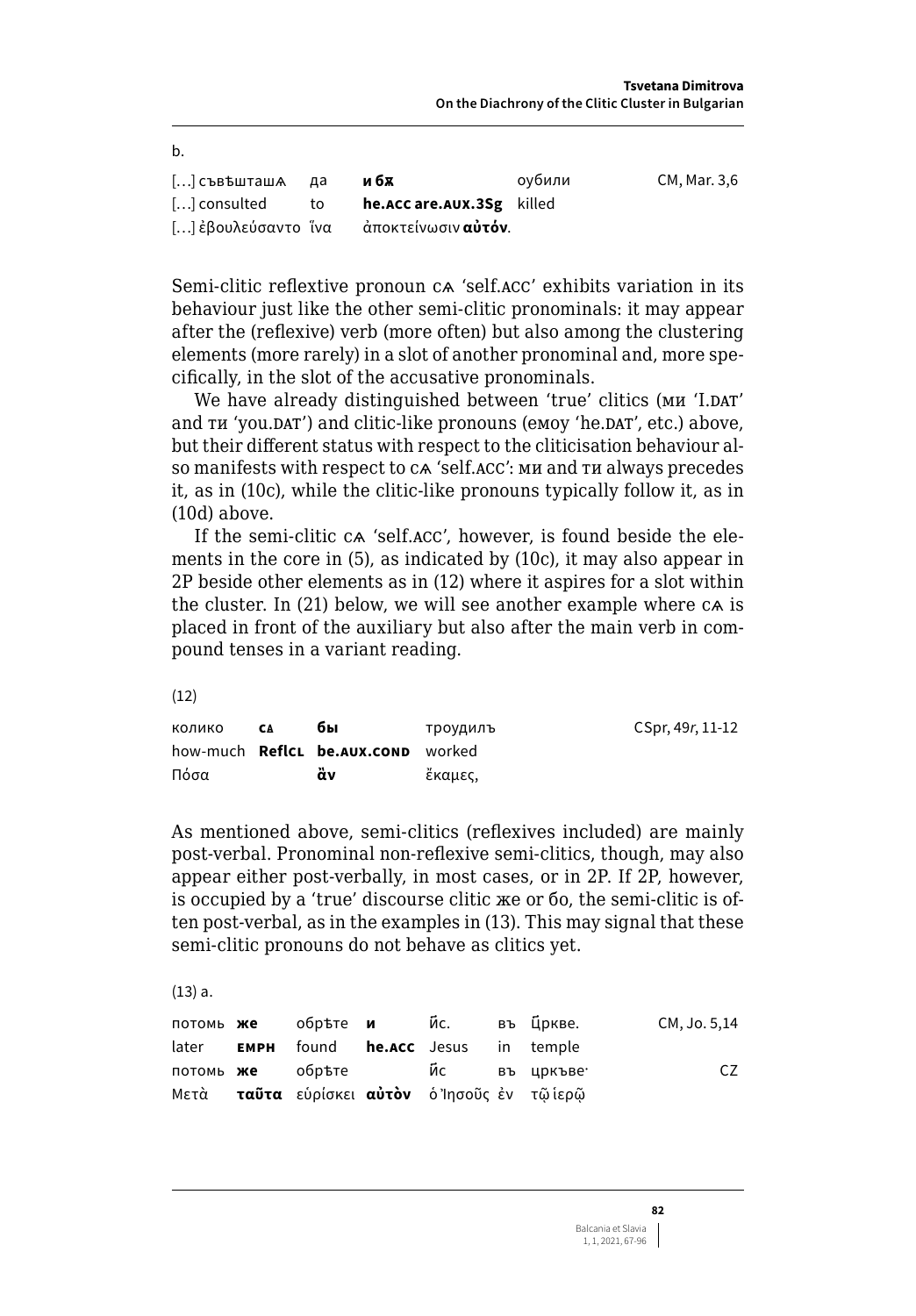b.

| […] съвѣшташѧ | да | **и бѫ** | оубили | CM, Mar. 3,6 |
|---|---|---|---|---|
| […] consulted | to | **he.ACC are.AUX.3Sg** | killed | |
| […] ἐβουλεύσαντο | ἵνα | ἀποκτείνωσιν **αὐτόν**. | | |

Semi-clitic reflextive pronoun сѧ 'self.ACC' exhibits variation in its behaviour just like the other semi-clitic pronominals: it may appear after the (reflexive) verb (more often) but also among the clustering elements (more rarely) in a slot of another pronominal and, more specifically, in the slot of the accusative pronominals.

We have already distinguished between 'true' clitics (ми 'I.DAT' and ти 'you.DAT') and clitic-like pronouns (емоу 'he.DAT', etc.) above, but their different status with respect to the cliticisation behaviour also manifests with respect to сѧ 'self.ACC': ми and ти always precedes it, as in (10c), while the clitic-like pronouns typically follow it, as in (10d) above.

If the semi-clitic сѧ 'self.ACC', however, is found beside the elements in the core in (5), as indicated by (10c), it may also appear in 2P beside other elements as in (12) where it aspires for a slot within the cluster. In (21) below, we will see another example where сѧ is placed in front of the auxiliary but also after the main verb in compound tenses in a variant reading.

(12)

| колико | **сѧ** | **бы** | троудилъ | CSpr, 49r, 11-12 |
|---|---|---|---|---|
| how-much | **Reflcl** | **be.AUX.COND** | worked | |
| Πόσα | | **ἂν** | ἔκαμες, | |

As mentioned above, semi-clitics (reflexives included) are mainly post-verbal. Pronominal non-reflexive semi-clitics, though, may also appear either post-verbally, in most cases, or in 2P. If 2P, however, is occupied by a 'true' discourse clitic же or бо, the semi-clitic is often post-verbal, as in the examples in (13). This may signal that these semi-clitic pronouns do not behave as clitics yet.

(13) a.

| потомь | **же** | обрѣте | **и** | ис҃. | въ | цр҃кве. | CM, Jo. 5,14 |
|---|---|---|---|---|---|---|---|
| later | **EMPH** | found | **he.ACC** | Jesus | in | temple | |
| потомь | **же** | обрѣте | | ис҃ | въ | церкъве· | CZ |
| Μετὰ | **ταῦτα** | εὑρίσκει | **αὐτὸν** | ὁ Ἰησοῦς | ἐν | τῷ ἱερῷ | |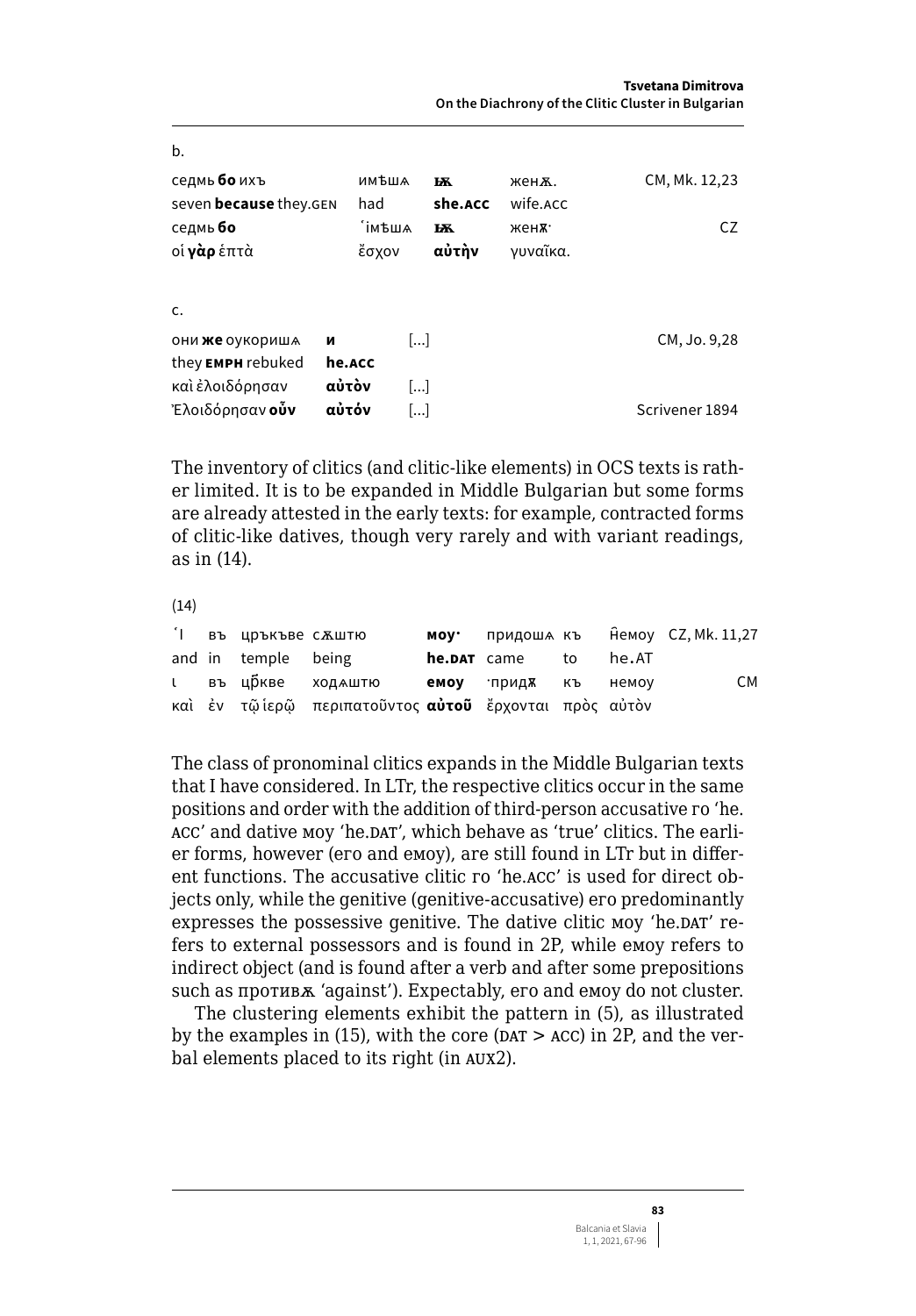b.

| | | | | |
|---|---|---|---|---|
| седмь **бо** ихъ | имѣшѧ | **ѩ** | женѫ. | CM, Mk. 12,23 |
| seven **because** they.GEN | had | **she.ACC** | wife.ACC | |
| седмь **бо** | ʹімѣшѧ | **ѩ** | женѫ· | CZ |
| οἱ **γὰρ** ἑπτὰ | ἔσχον | **αὐτὴν** | γυναῖκα. | |

c.

| | | | |
|---|---|---|---|
| они **же** оукоришѧ | **и** | [...] | CM, Jo. 9,28 |
| they **EMPH** rebuked | **he.ACC** | | |
| καὶ ἐλοιδόρησαν | **αὐτὸν** | [...] | |
| Ἐλοιδόρησαν **οὖν** | **αὐτόν** | [...] | Scrivener 1894 |

The inventory of clitics (and clitic-like elements) in OCS texts is rather limited. It is to be expanded in Middle Bulgarian but some forms are already attested in the early texts: for example, contracted forms of clitic-like datives, though very rarely and with variant readings, as in (14).

(14)

| | | | | | | | | |
|---|---|---|---|---|---|---|---|---|
| ʹI | въ | цръкъве | сѫштю | **моу·** | придошѧ | къ | н҃емоу | CZ, Mk. 11,27 |
| and | in | temple | being | **he.DAT** | came | to | he.AT | |
| ι | въ | цр҃кве | ходѧштю | **емоу** | ·придѫ | къ | немоу | CM |
| καὶ | ἐν | τῷ ἱερῷ | περιπατοῦντος | **αὐτοῦ** | ἔρχονται | πρὸς | αὐτὸν | |

The class of pronominal clitics expands in the Middle Bulgarian texts that I have considered. In LTr, the respective clitics occur in the same positions and order with the addition of third-person accusative го 'he.ACC' and dative моу 'he.DAT', which behave as 'true' clitics. The earlier forms, however (его and емоу), are still found in LTr but in different functions. The accusative clitic го 'he.ACC' is used for direct objects only, while the genitive (genitive-accusative) его predominantly expresses the possessive genitive. The dative clitic моу 'he.DAT' refers to external possessors and is found in 2P, while емоу refers to indirect object (and is found after a verb and after some prepositions such as противѫ 'against'). Expectably, его and емоу do not cluster.

The clustering elements exhibit the pattern in (5), as illustrated by the examples in (15), with the core (DAT > ACC) in 2P, and the verbal elements placed to its right (in AUX2).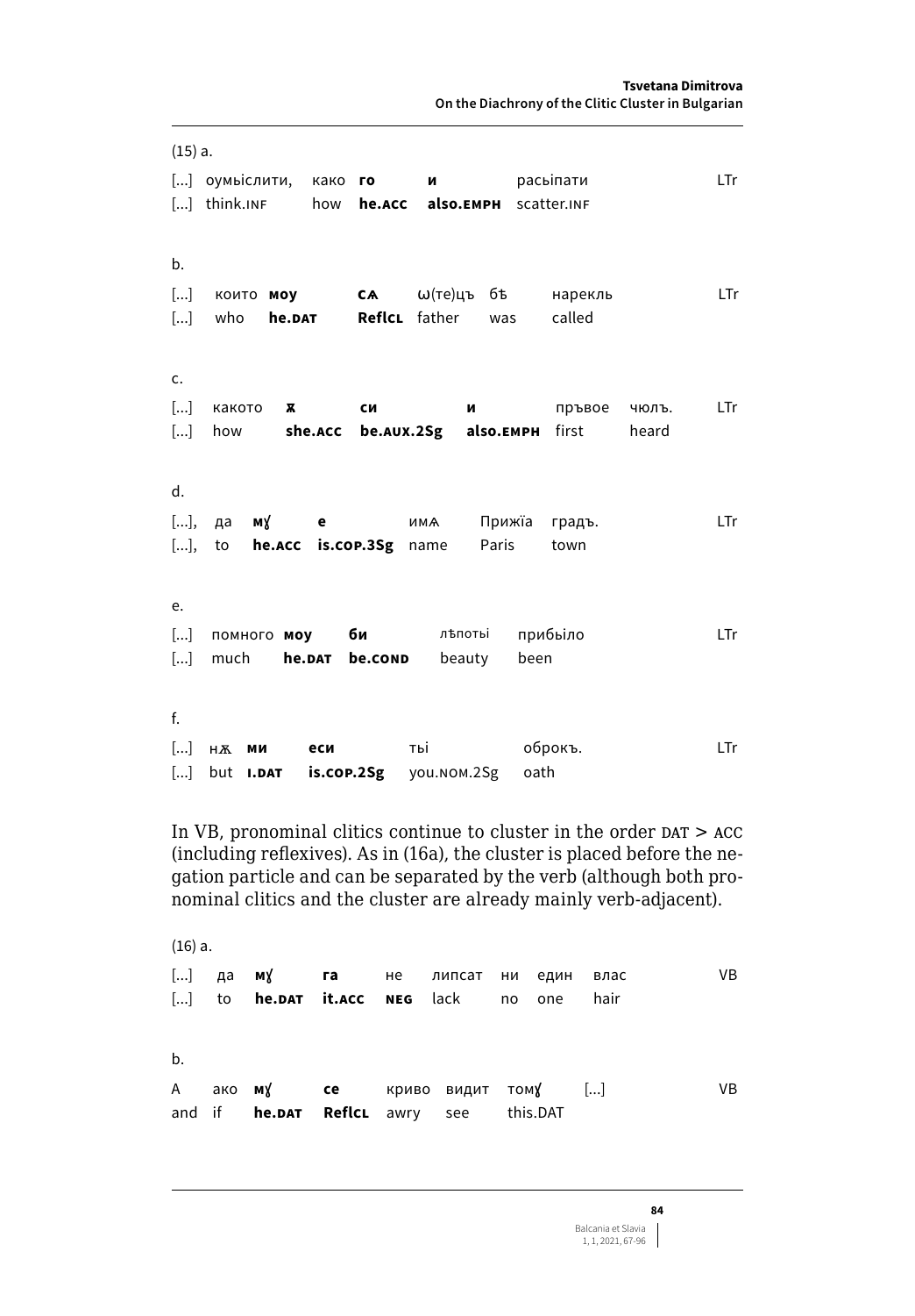(15) a.

| [...] | оумыслити, | како | **го** | **и** | расыпати | LTr |
|---|---|---|---|---|---|---|
| [...] | think.INF | how | **he.ACC** | **also.EMPH** | scatter.INF | |

b.

| [...] | които | **моу** | **сѧ** | ѡ(те)цъ | бѣ | нарекль | LTr |
|---|---|---|---|---|---|---|---|
| [...] | who | **he.DAT** | **ReflCL** | father | was | called | |

c.

| [...] | какото | **ѫ** | **си** | **и** | прьвое | чюлъ. | LTr |
|---|---|---|---|---|---|---|---|
| [...] | how | **she.ACC** | **be.AUX.2Sg** | **also.EMPH** | first | heard | |

d.

| [...], | да | **мꙋ** | **е** | имѧ | Прижїа | градъ. | LTr |
|---|---|---|---|---|---|---|---|
| [...], | to | **he.ACC** | **is.COP.3Sg** | name | Paris | town | |

e.

| [...] | помного | **моу** | **би** | лѣпоты | прибыло | LTr |
|---|---|---|---|---|---|---|
| [...] | much | **he.DAT** | **be.COND** | beauty | been | |

f.

| [...] | нѫ | **ми** | **еси** | ты | оброкъ. | LTr |
|---|---|---|---|---|---|---|
| [...] | but | **I.DAT** | **is.COP.2Sg** | you.NOM.2Sg | oath | |

In VB, pronominal clitics continue to cluster in the order DAT > ACC (including reflexives). As in (16a), the cluster is placed before the negation particle and can be separated by the verb (although both pronominal clitics and the cluster are already mainly verb-adjacent).

(16) a.

| [...] | да | **мꙋ** | **га** | не | липсат | ни | един | влас | VB |
|---|---|---|---|---|---|---|---|---|---|
| [...] | to | **he.DAT** | **it.ACC** | **NEG** | lack | no | one | hair | |

b.

| А | ако | **мꙋ** | **се** | криво | видит | томꙋ | [...] | VB |
|---|---|---|---|---|---|---|---|---|
| and | if | **he.DAT** | **ReflCL** | awry | see | this.DAT | | |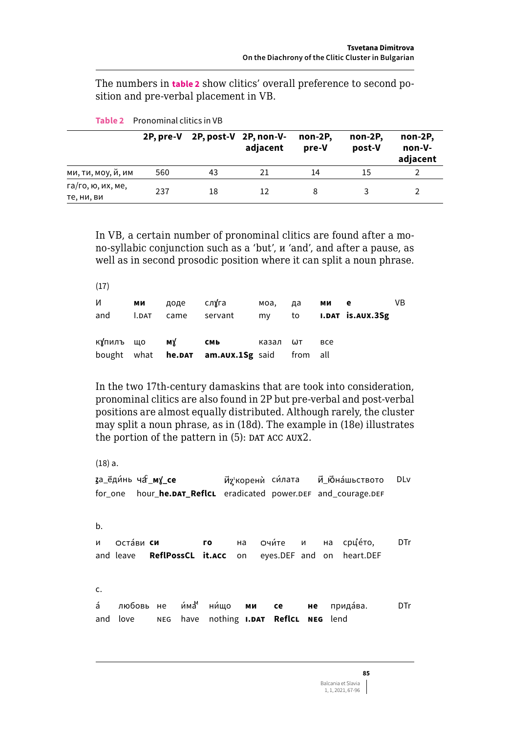The numbers in **table 2** show clitics' overall preference to second position and pre-verbal placement in VB.

**Table 2** Pronominal clitics in VB

| | 2P, pre-V | 2P, post-V | 2P, non-V-adjacent | non-2P, pre-V | non-2P, post-V | non-2P, non-V-adjacent |
|---|---|---|---|---|---|---|
| ми, ти, моу, й, им | 560 | 43 | 21 | 14 | 15 | 2 |
| га/го, ю, их, ме, те, ни, ви | 237 | 18 | 12 | 8 | 3 | 2 |

In VB, a certain number of pronominal clitics are found after a mono-syllabic conjunction such as a 'but', и 'and', and after a pause, as well as in second prosodic position where it can split a noun phrase.

(17)

| И | **ми** | доде | слꙋга | моа, | да | **ми** | **е** | VB |
|---|---|---|---|---|---|---|---|---|
| and | I.DAT | came | servant | my | to | **I.DAT** | **is.AUX.3Sg** | |
| кꙋпилъ | що | **мꙋ** | **смь** | казал | ѡт | все | | |
| bought | what | **he.DAT** | **am.AUX.1Sg** | said | from | all | | |

In the two 17th-century damaskins that are took into consideration, pronominal clitics are also found in 2P but pre-verbal and post-verbal positions are almost equally distributed. Although rarely, the cluster may split a noun phrase, as in (18d). The example in (18e) illustrates the portion of the pattern in (5): DAT ACC AUX2.

(18) a.

| ꙁа_ёди́нь | ча̑_**мꙋ_се** | и҃ꙁ'корени̇̀ | си́лата | и҃_ю҃на́шьството | DLv |
|---|---|---|---|---|---|
| for_one | hour_**he.DAT_ReflCL** | eradicated | power.DEF | and_courage.DEF | |

b.

| и | Оста́ви | **си** | **го** | на | Очи́те | и | на | срцѐто, | DTr |
|---|---|---|---|---|---|---|---|---|---|
| and | leave | **ReflPossCL** | **it.ACC** | on | eyes.DEF | and | on | heart.DEF | |

c.

| а́ | любовь | не | и́ма[м] | ни́що | **ми** | **се** | **не** | прида́ва. | DTr |
|---|---|---|---|---|---|---|---|---|---|
| and | love | NEG | have | nothing | **I.DAT** | **ReflCL** | **NEG** | lend | |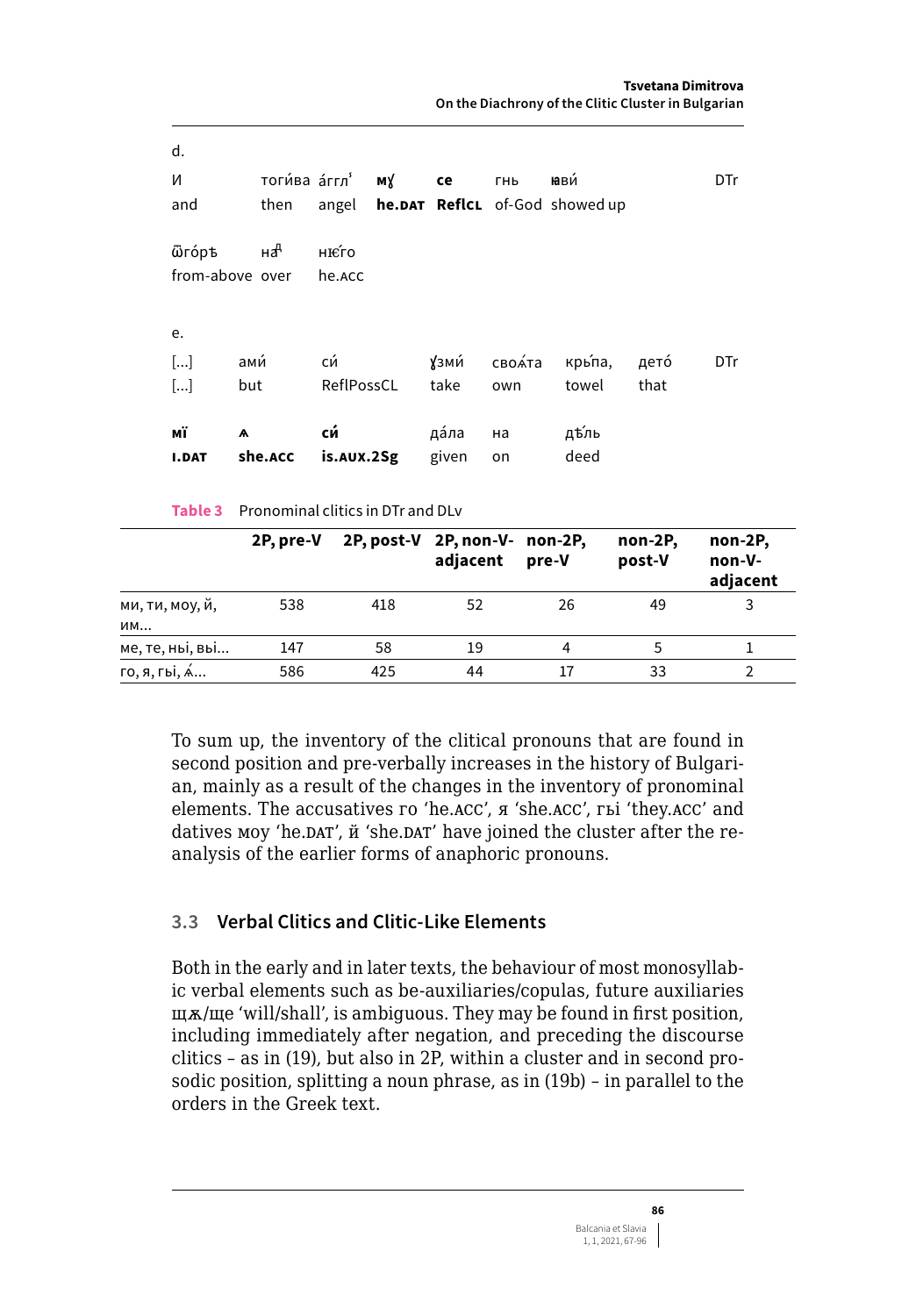d.

| И | тоги́ва | а́ггл҄ | **мꙋ** | **се** | гнь | ꙗви́ | DTr |
|---|---|---|---|---|---|---|---|
| and | then | angel | **he.DAT** | **ReflCL** | of-God | showed up | |
| ѿго́рѣ | на҃ | нѥ́го | | | | | |
| from-above | over | he.ACC | | | | | |

e.

| [...] | ами́ | си́ | ꙋ҆зми́ | своа́та | крьпа, | дето́ | DTr |
|---|---|---|---|---|---|---|---|
| [...] | but | ReflPossCL | take | own | towel | that | |
| **мї** | **ѧ** | **си́** | да́ла | на | дѣ́ль | | |
| **I.DAT** | **she.ACC** | **is.AUX.2Sg** | given | on | deed | | |

**Table 3** Pronominal clitics in DTr and DLv

| | 2P, pre-V | 2P, post-V | 2P, non-V-adjacent | non-2P, pre-V | non-2P, post-V | non-2P, non-V-adjacent |
|---|---|---|---|---|---|---|
| ми, ти, моу, й, им... | 538 | 418 | 52 | 26 | 49 | 3 |
| ме, те, ны, вы... | 147 | 58 | 19 | 4 | 5 | 1 |
| го, я, гы, ѧ́... | 586 | 425 | 44 | 17 | 33 | 2 |

To sum up, the inventory of the clitical pronouns that are found in second position and pre-verbally increases in the history of Bulgarian, mainly as a result of the changes in the inventory of pronominal elements. The accusatives го 'he.ACC', я 'she.ACC', гы 'they.ACC' and datives моу 'he.DAT', й 'she.DAT' have joined the cluster after the reanalysis of the earlier forms of anaphoric pronouns.

## 3.3 Verbal Clitics and Clitic-Like Elements

Both in the early and in later texts, the behaviour of most monosyllabic verbal elements such as be-auxiliaries/copulas, future auxiliaries щѫ/ще 'will/shall', is ambiguous. They may be found in first position, including immediately after negation, and preceding the discourse clitics – as in (19), but also in 2P, within a cluster and in second prosodic position, splitting a noun phrase, as in (19b) – in parallel to the orders in the Greek text.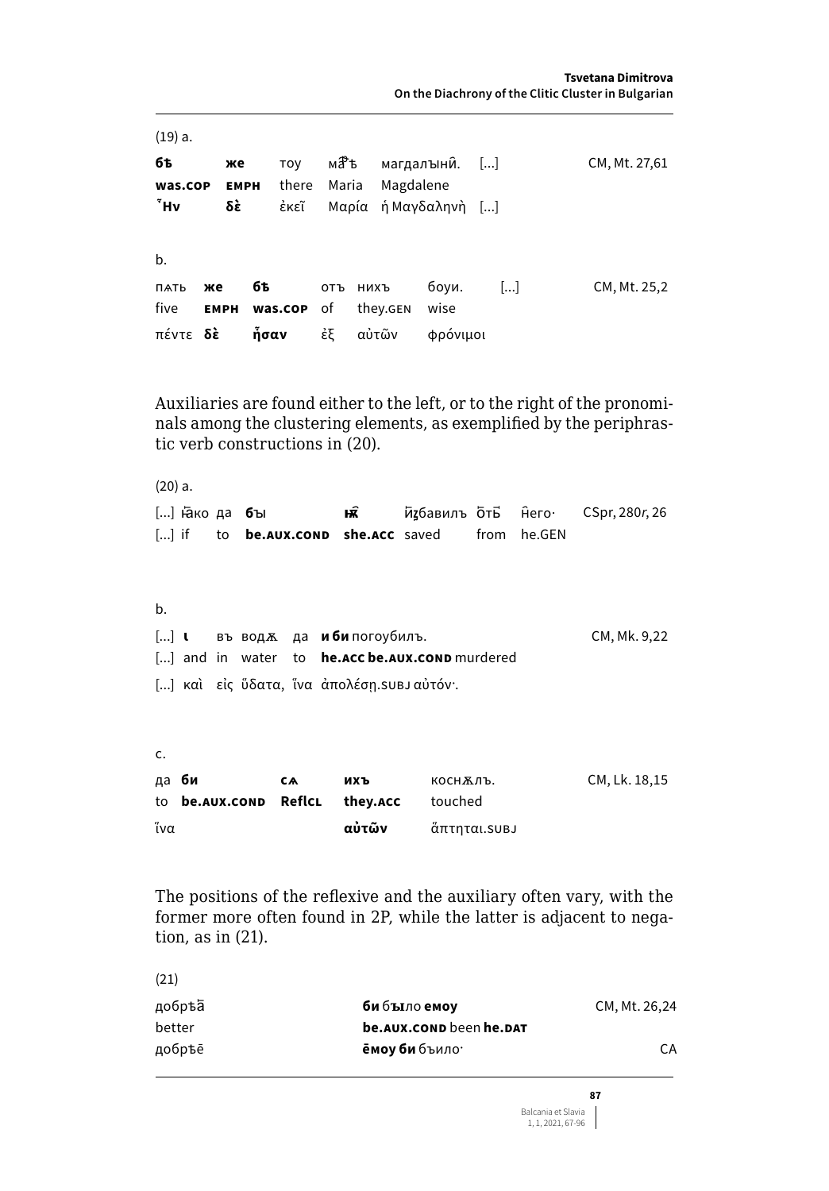(19) a.

| **бѣ** | **же** | тоу | ма҃ѣ | магдалꙑни҃. | [...] | CM, Mt. 27,61 |
|---|---|---|---|---|---|---|
| **was.COP** | **EMPH** | there | Maria | Magdalene | | |
| **Ἦν** | **δὲ** | ἐκεῖ | Μαρία | ἡ Μαγδαληνὴ | [...] | |

b.

| пѧть | **же** | **бѣ** | отъ | нихъ | боуи. | [...] | CM, Mt. 25,2 |
|---|---|---|---|---|---|---|---|
| five | **EMPH** | **was.COP** | of | they.GEN | wise | | |
| πέντε | **δὲ** | **ἦσαν** | ἐξ | αὐτῶν | φρόνιμοι | | |

Auxiliaries are found either to the left, or to the right of the pronominals among the clustering elements, as exemplified by the periphrastic verb constructions in (20).

(20) a.

| [...] ꙗ҇ко | да | **бꙑ** | **ѭ҇** | и҆збавилъ | ѿтъ҇ | н҇его· | CSpr, 280r, 26 |
|---|---|---|---|---|---|---|---|
| [...] if | to | **be.AUX.COND** | **she.ACC** | saved | from | he.GEN | |

b.

| [...] **ι** | въ | водѫ | да | **и би** погоубилъ. | CM, Mk. 9,22 |
|---|---|---|---|---|---|
| [...] and | in | water | to | **he.ACC be.AUX.COND** murdered | |
| [...] καὶ | εἰς | ὕδατα, | ἵνα | ἀπολέσῃ.SUBJ αὐτόν·. | |

c.

| да | **би** | **сѧ** | **ихъ** | коснѫлъ. | CM, Lk. 18,15 |
|---|---|---|---|---|---|
| to | **be.AUX.COND** | **ReflCL** | **they.ACC** | touched | |
| ἵνα | | | **αὐτῶν** | ἅπτηται.SUBJ | |

The positions of the reflexive and the auxiliary often vary, with the former more often found in 2P, while the latter is adjacent to negation, as in (21).

(21)

| добрѣа҃ | **би** бꙑло **емоу** | CM, Mt. 26,24 |
|---|---|---|
| better | **be.AUX.COND** been **he.DAT** | |
| добрѣē | **ēмоу би** бъило· | CA |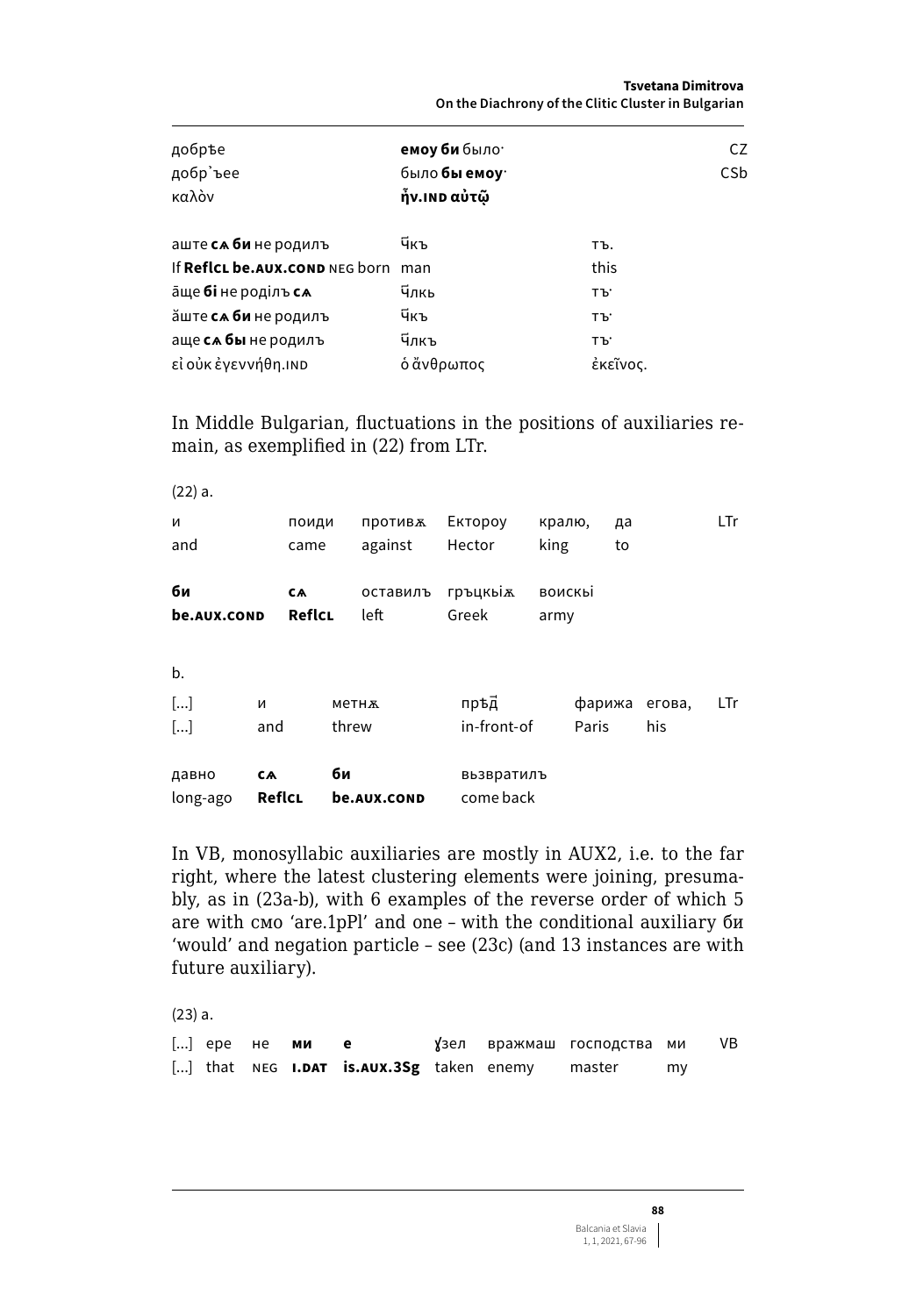| | | |
|---|---|---|
| добрѣе | **емоу би** было· | CZ |
| добр҅ъее | было **бы емоу**· | CSb |
| καλὸν | **ἦν.IND αὐτῷ** | |

| | | | |
|---|---|---|---|
| аште **сѧ би** не родилъ | ч҃къ | тъ. | |
| If **ReflCL be.AUX.COND** NEG born | man | this | |
| а҃ще **бі** не роділъ **сѧ** | ч҃лкь | тъ· | |
| ӑште **сѧ би** не родилъ | ч҃къ | тъ· | |
| аще **сѧ бы** не родилъ | ч҃лкъ | тъ· | |
| εἰ οὐκ ἐγεννήθη.IND | ὁ ἄνθρωπος | ἐκεῖνος. | |

In Middle Bulgarian, fluctuations in the positions of auxiliaries remain, as exemplified in (22) from LTr.

(22) a.

| | | | | | | |
|---|---|---|---|---|---|---|
| и | поиди | противѫ | Ектороу | кралю, | да | LTr |
| and | came | against | Hector | king | to | |
| **би** | **сѧ** | оставилъ | гръцкыѧ | воискы | | |
| **be.AUX.COND** | **ReflCL** | left | Greek | army | | |

b.

| | | | | | | |
|---|---|---|---|---|---|---|
| [...] | и | метнѫ | прѣд҃ | фарижа | егова, | LTr |
| [...] | and | threw | in-front-of | Paris | his | |
| давно | **сѧ** | **би** | вьзвратилъ | | | |
| long-ago | **ReflCL** | **be.AUX.COND** | come back | | | |

In VB, monosyllabic auxiliaries are mostly in AUX2, i.e. to the far right, where the latest clustering elements were joining, presumably, as in (23a-b), with 6 examples of the reverse order of which 5 are with смо 'are.1pPl' and one – with the conditional auxiliary би 'would' and negation particle – see (23c) (and 13 instances are with future auxiliary).

(23) a.

| | | | | | | | | | |
|---|---|---|---|---|---|---|---|---|---|
| [...] | ере | не | **ми** | **е** | ɣзел | вражмаш | господства | ми | VB |
| [...] | that | NEG | **I.DAT** | **is.AUX.3Sg** | taken | enemy | master | my | |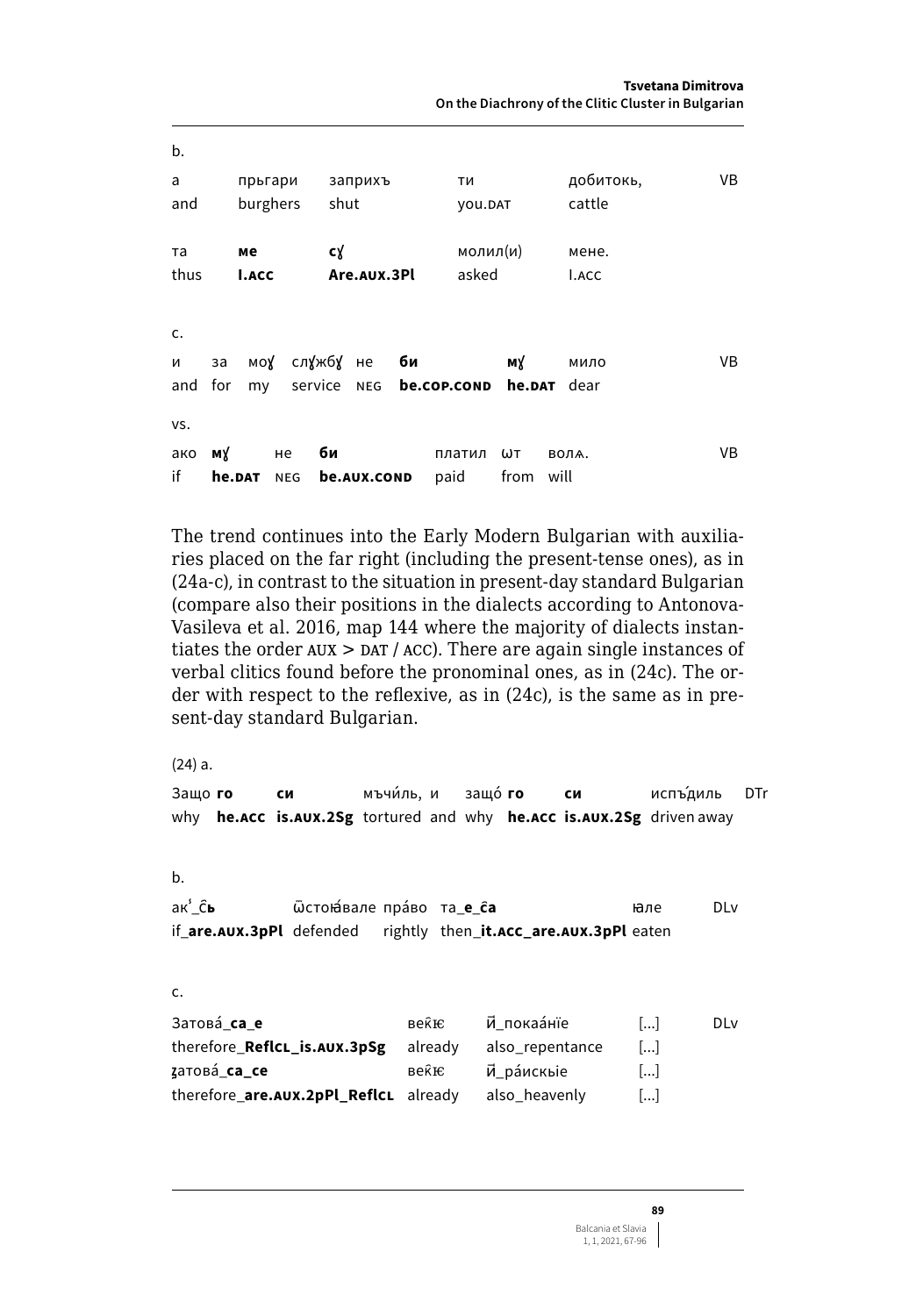b.

| | | | | | |
|---|---|---|---|---|---|
| а | прьгари | заприхъ | ти | добитокь, | VB |
| and | burghers | shut | you.DAT | cattle | |
| та | **ме** | **сꙋ** | молил(и) | мене. | |
| thus | **I.ACC** | **Are.AUX.3Pl** | asked | I.ACC | |

c.

| | | | | | | | | |
|---|---|---|---|---|---|---|---|---|
| и | за | моꙋ | слꙋжбꙋ | не | **би** | **мꙋ** | мило | VB |
| and | for | my | service | NEG | **be.COP.COND** | **he.DAT** | dear | |

vs.

| | | | | | | | |
|---|---|---|---|---|---|---|---|
| ако | **мꙋ** | не | **би** | платил | ѡт | волѧ. | VB |
| if | **he.DAT** | NEG | **be.AUX.COND** | paid | from | will | |

The trend continues into the Early Modern Bulgarian with auxiliaries placed on the far right (including the present-tense ones), as in (24a-c), in contrast to the situation in present-day standard Bulgarian (compare also their positions in the dialects according to Antonova-Vasileva et al. 2016, map 144 where the majority of dialects instantiates the order AUX > DAT / ACC). There are again single instances of verbal clitics found before the pronominal ones, as in (24c). The order with respect to the reflexive, as in (24c), is the same as in present-day standard Bulgarian.

(24) a.

| | | | | | | | | | |
|---|---|---|---|---|---|---|---|---|---|
| Защо | **го** | **си** | мъчи́ль, | и | защо́ | **го** | **си** | испъ́диль | DTr |
| why | **he.ACC** | **is.AUX.2Sg** | tortured | and | why | **he.ACC** | **is.AUX.2Sg** | driven away | |

b.

| | | | | | |
|---|---|---|---|---|---|
| ак҄_с҃**ь** | ѿстоѧ́вале | пра́во | та_**е**_**с҃а** | ꙗле | DLv |
| if_**are.AUX.3pPl** | defended | rightly | then_**it.ACC_are.AUX.3pPl** | eaten | |

c.

| | | | | |
|---|---|---|---|---|
| Затова́_**са**_**е** | ве҄ќє | и҆_покаа́нїе | [...] | DLv |
| therefore_**ReflCL_is.AUX.3pSg** | already | also_repentance | [...] | |
| ꙁатова́_**са**_**се** | ве҄ќє | и҆_ра́искые | [...] | |
| therefore_**are.AUX.2pPl_ReflCL** | already | also_heavenly | [...] | |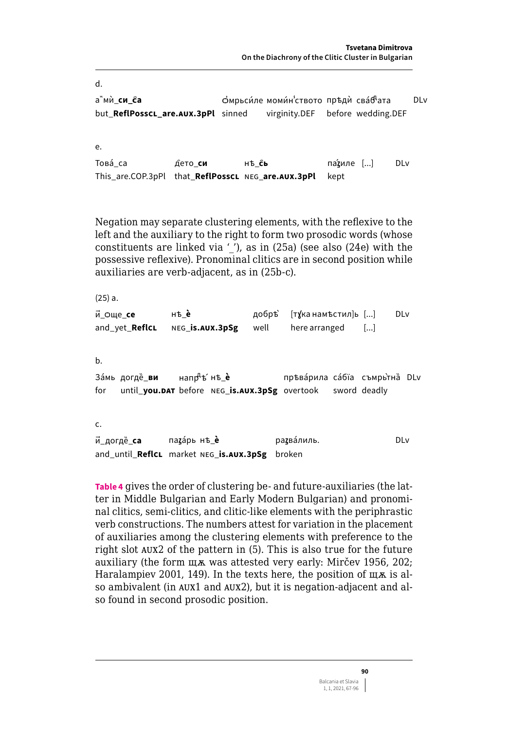d.

| а҆мѝ_**си_с҃а** | о҆̑мрьси́ле момѝн҆ството | прѣдѝ сва́д҃ата | DLv |
|---|---|---|---|
| but_**ReflPossCL_are.AUX.3Pl** | sinned virginity.DEF | before wedding.DEF | |

e.

| Това́_са | д҃ето_**си** | нѣ_**с҃ь** | па́ʒиле [...] | DLv |
|---|---|---|---|---|
| This_are.COP.3pPl | that_**ReflPossCL** | NEG_**are.AUX.3pPl** | kept | |

Negation may separate clustering elements, with the reflexive to the left and the auxiliary to the right to form two prosodic words (whose constituents are linked via '_'), as in (25a) (see also (24e) with the possessive reflexive). Pronominal clitics are in second position while auxiliaries are verb-adjacent, as in (25b-c).

(25) a.

| й҃_Още_**се** | нѣ_**è** | добрѣ̀ | [тɣ́ка намѣстил]ь [...] | DLv |
|---|---|---|---|---|
| and_yet_**ReflCL** | NEG_**is.AUX.3pSg** | well | here arranged [...] | |

b.

| За́мь | догдѐ_**ви** | напр҃ѣ́ | нѣ_**è** | прѣва́рила | са́бїа | съмрьтнѝ | DLv |
|---|---|---|---|---|---|---|---|
| for | until_**you.DAT** | before | NEG_**is.AUX.3pSg** | overtook | sword | deadly | |

c.

| й҃_догдѐ_**са** | паʒа́рь | нѣ_**è** | раʒва́лиль. | DLv |
|---|---|---|---|---|
| and_until_**ReflCL** | market | NEG_**is.AUX.3pSg** | broken | |

**Table 4** gives the order of clustering be- and future-auxiliaries (the latter in Middle Bulgarian and Early Modern Bulgarian) and pronominal clitics, semi-clitics, and clitic-like elements with the periphrastic verb constructions. The numbers attest for variation in the placement of auxiliaries among the clustering elements with preference to the right slot AUX2 of the pattern in (5). This is also true for the future auxiliary (the form щѫ was attested very early: Mirčev 1956, 202; Haralampiev 2001, 149). In the texts here, the position of щѫ is also ambivalent (in AUX1 and AUX2), but it is negation-adjacent and also found in second prosodic position.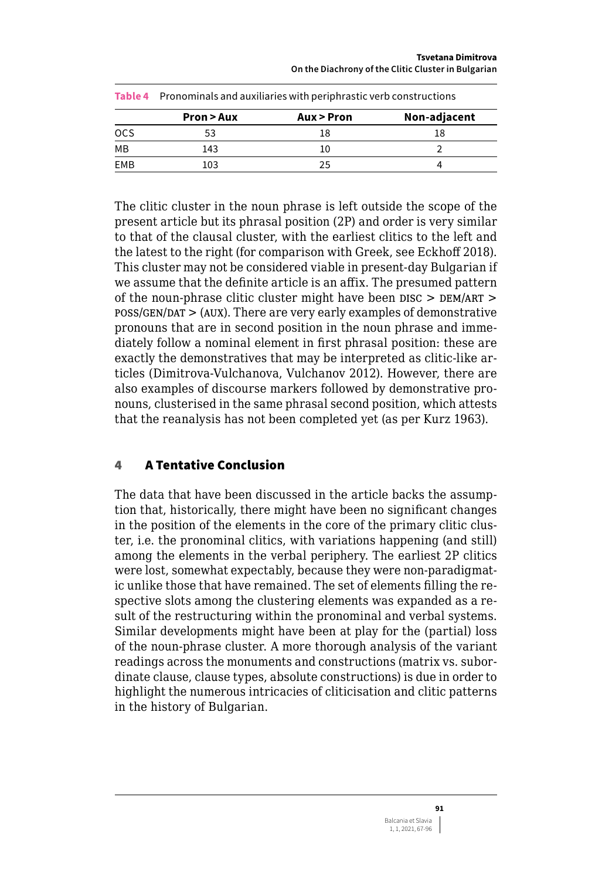**Table 4** Pronominals and auxiliaries with periphrastic verb constructions

| | Pron > Aux | Aux > Pron | Non-adjacent |
|---|---|---|---|
| OCS | 53 | 18 | 18 |
| MB | 143 | 10 | 2 |
| EMB | 103 | 25 | 4 |

The clitic cluster in the noun phrase is left outside the scope of the present article but its phrasal position (2P) and order is very similar to that of the clausal cluster, with the earliest clitics to the left and the latest to the right (for comparison with Greek, see Eckhoff 2018). This cluster may not be considered viable in present-day Bulgarian if we assume that the definite article is an affix. The presumed pattern of the noun-phrase clitic cluster might have been DISC > DEM/ART > POSS/GEN/DAT > (AUX). There are very early examples of demonstrative pronouns that are in second position in the noun phrase and immediately follow a nominal element in first phrasal position: these are exactly the demonstratives that may be interpreted as clitic-like articles (Dimitrova-Vulchanova, Vulchanov 2012). However, there are also examples of discourse markers followed by demonstrative pronouns, clusterised in the same phrasal second position, which attests that the reanalysis has not been completed yet (as per Kurz 1963).

## 4 A Tentative Conclusion

The data that have been discussed in the article backs the assumption that, historically, there might have been no significant changes in the position of the elements in the core of the primary clitic cluster, i.e. the pronominal clitics, with variations happening (and still) among the elements in the verbal periphery. The earliest 2P clitics were lost, somewhat expectably, because they were non-paradigmatic unlike those that have remained. The set of elements filling the respective slots among the clustering elements was expanded as a result of the restructuring within the pronominal and verbal systems. Similar developments might have been at play for the (partial) loss of the noun-phrase cluster. A more thorough analysis of the variant readings across the monuments and constructions (matrix vs. subordinate clause, clause types, absolute constructions) is due in order to highlight the numerous intricacies of cliticisation and clitic patterns in the history of Bulgarian.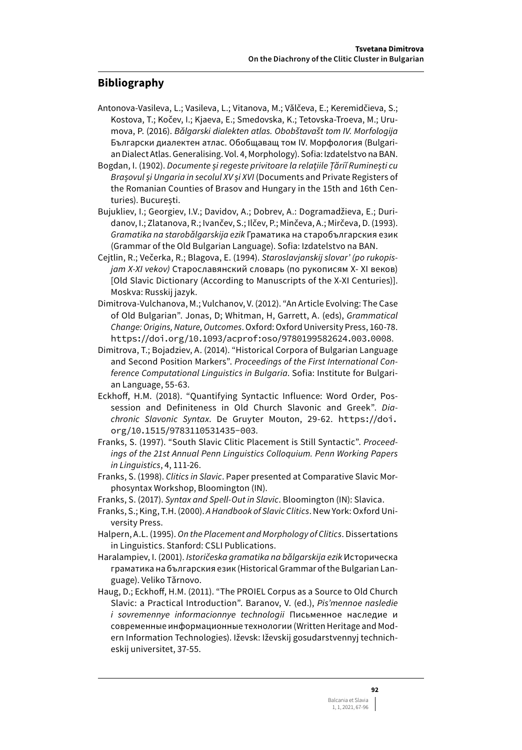## Bibliography

Antonova-Vasileva, L.; Vasileva, L.; Vitanova, M.; Vălčeva, E.; Keremidčieva, S.; Kostova, T.; Kočev, I.; Kjaeva, E.; Smedovska, K.; Tetovska-Troeva, M.; Urumova, P. (2016). *Bălgarski dialekten atlas. Obobštavašt tom IV. Morfologija* Български диалектен атлас. Обобщаващ том IV. Морфология (Bulgarian Dialect Atlas. Generalising. Vol. 4, Morphology). Sofia: Izdatelstvo na BAN.

Bogdan, I. (1902). *Documente și regeste privitoare la relațiile Țării Rumînești cu Brașovul și Ungaria in secolul XV și XVI* (Documents and Private Registers of the Romanian Counties of Brasov and Hungary in the 15th and 16th Centuries). București.

Bujukliev, I.; Georgiev, I.V.; Davidov, A.; Dobrev, A.: Dogramadžieva, E.; Duridanov, I.; Zlatanova, R.; Ivančev, S.; Ilčev, P.; Minčeva, A.; Mirčeva, D. (1993). *Gramatika na starobălgarskija ezik* Граматика на старобългарския език (Grammar of the Old Bulgarian Language). Sofia: Izdatelstvo na BAN.

Cejtlin, R.; Večerka, R.; Blagova, E. (1994). *Staroslavjanskij slovar' (po rukopisjam X-XI vekov)* Старославянский словарь (по рукописям X- XI веков) [Old Slavic Dictionary (According to Manuscripts of the X-XI Centuries)]. Moskva: Russkij jazyk.

Dimitrova-Vulchanova, M.; Vulchanov, V. (2012). "An Article Evolving: The Case of Old Bulgarian". Jonas, D; Whitman, H, Garrett, A. (eds), *Grammatical Change: Origins, Nature, Outcomes*. Oxford: Oxford University Press, 160-78. https://doi.org/10.1093/acprof:oso/9780199582624.003.0008.

Dimitrova, T.; Bojadziev, A. (2014). "Historical Corpora of Bulgarian Language and Second Position Markers". *Proceedings of the First International Conference Computational Linguistics in Bulgaria*. Sofia: Institute for Bulgarian Language, 55-63.

Eckhoff, H.M. (2018). "Quantifying Syntactic Influence: Word Order, Possession and Definiteness in Old Church Slavonic and Greek". *Diachronic Slavonic Syntax*. De Gruyter Mouton, 29-62. https://doi.org/10.1515/9783110531435-003.

Franks, S. (1997). "South Slavic Clitic Placement is Still Syntactic". *Proceedings of the 21st Annual Penn Linguistics Colloquium. Penn Working Papers in Linguistics*, 4, 111-26.

Franks, S. (1998). *Clitics in Slavic*. Paper presented at Comparative Slavic Morphosyntax Workshop, Bloomington (IN).

Franks, S. (2017). *Syntax and Spell-Out in Slavic*. Bloomington (IN): Slavica.

Franks, S.; King, T.H. (2000). *A Handbook of Slavic Clitics*. New York: Oxford University Press.

Halpern, A.L. (1995). *On the Placement and Morphology of Clitics*. Dissertations in Linguistics. Stanford: CSLI Publications.

Haralampiev, I. (2001). *Istoričeska gramatika na bălgarskija ezik* Историческа граматика на българския език (Historical Grammar of the Bulgarian Language). Veliko Tărnovo.

Haug, D.; Eckhoff, H.M. (2011). "The PROIEL Corpus as a Source to Old Church Slavic: a Practical Introduction". Baranov, V. (ed.), *Pis'mennoe nasledie i sovremennye informacionnye technologii* Письменное наследие и современные информационные технологии (Written Heritage and Modern Information Technologies). Iževsk: Iževskij gosudarstvennyj technicheskij universitet, 37-55.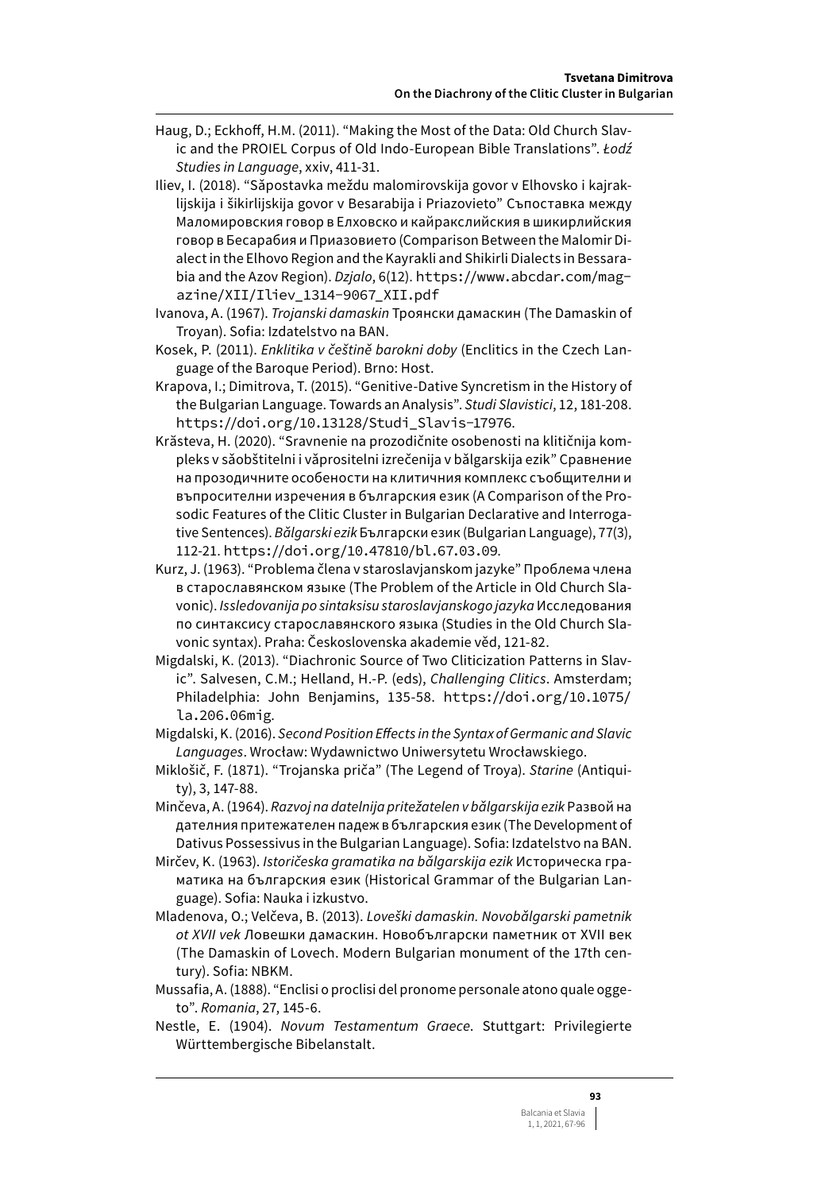Haug, D.; Eckhoff, H.M. (2011). "Making the Most of the Data: Old Church Slavic and the PROIEL Corpus of Old Indo-European Bible Translations". *Łodź Studies in Language*, xxiv, 411-31.

Iliev, I. (2018). "Săpostavka meždu malomirovskija govor v Elhovsko i kajraklijskija i šikirlijskija govor v Besarabija i Priazovieto" Съпоставка между Маломировския говор в Елховско и кайракслийския в шикирлийския говор в Бесарабия и Приазовието (Comparison Between the Malomir Dialect in the Elhovo Region and the Kayrakli and Shikirli Dialects in Bessarabia and the Azov Region). *Dzjalo*, 6(12). https://www.abcdar.com/magazine/XII/Iliev_1314-9067_XII.pdf

Ivanova, A. (1967). *Trojanski damaskin* Троянски дамаскин (The Damaskin of Troyan). Sofia: Izdatelstvo na BAN.

Kosek, P. (2011). *Enklitika v češtině barokní doby* (Enclitics in the Czech Language of the Baroque Period). Brno: Host.

Krapova, I.; Dimitrova, T. (2015). "Genitive-Dative Syncretism in the History of the Bulgarian Language. Towards an Analysis". *Studi Slavistici*, 12, 181-208. https://doi.org/10.13128/Studi_Slavis-17976.

Krăsteva, H. (2020). "Sravnenie na prozodičnite osobenosti na klitičnija kompleks v săobštitelni i văprositelni izrečenija v bălgarskija ezik" Сравнение на прозодичните особености на клитичния комплекс съобщителни и въпросителни изречения в българския език (A Comparison of the Prosodic Features of the Clitic Cluster in Bulgarian Declarative and Interrogative Sentences). *Bălgarski ezik* Български език (Bulgarian Language), 77(3), 112-21. https://doi.org/10.47810/bl.67.03.09.

Kurz, J. (1963). "Problema člena v staroslavjanskom jazyke" Проблема члена в старославянском языке (The Problem of the Article in Old Church Slavonic). *Issledovanija po sintaksisu staroslavjanskogo jazyka* Исследования по синтаксису старославянского языка (Studies in the Old Church Slavonic syntax). Praha: Československa akademie věd, 121-82.

Migdalski, K. (2013). "Diachronic Source of Two Cliticization Patterns in Slavic". Salvesen, C.M.; Helland, H.-P. (eds), *Challenging Clitics*. Amsterdam; Philadelphia: John Benjamins, 135-58. https://doi.org/10.1075/la.206.06mig.

Migdalski, K. (2016). *Second Position Effects in the Syntax of Germanic and Slavic Languages*. Wrocław: Wydawnictwo Uniwersytetu Wrocławskiego.

Miklošič, F. (1871). "Trojanska priča" (The Legend of Troya). *Starine* (Antiquity), 3, 147-88.

Minčeva, A. (1964). *Razvoj na datelnija pritežatelen v bălgarskija ezik* Развой на дателния притежателен падеж в българския език (The Development of Dativus Possessivus in the Bulgarian Language). Sofia: Izdatelstvo na BAN.

Mirčev, K. (1963). *Istoričeska gramatika na bălgarskija ezik* Историческа граматика на българския език (Historical Grammar of the Bulgarian Language). Sofia: Nauka i izkustvo.

Mladenova, O.; Velčeva, B. (2013). *Loveški damaskin. Novobălgarski pametnik ot XVII vek* Ловешки дамаскин. Новобългарски паметник от XVII век (The Damaskin of Lovech. Modern Bulgarian monument of the 17th century). Sofia: NBKM.

Mussafia, A. (1888). "Enclisi o proclisi del pronome personale atono quale oggeto". *Romania*, 27, 145-6.

Nestle, E. (1904). *Novum Testamentum Graece*. Stuttgart: Privilegierte Württembergische Bibelanstalt.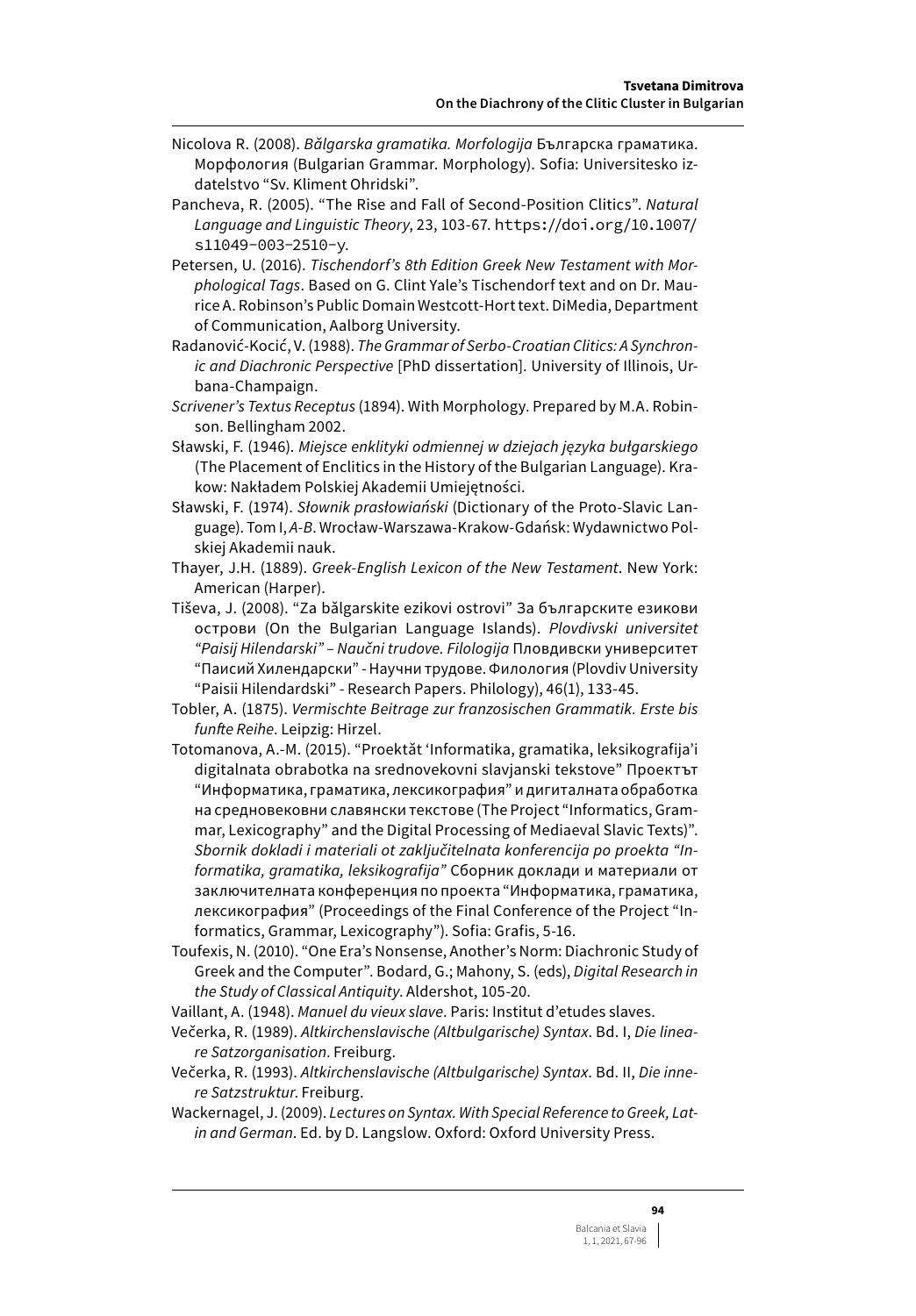Nicolova R. (2008). *Bălgarska gramatika. Morfologija* Българска граматика. Морфология (Bulgarian Grammar. Morphology). Sofia: Universitesko izdatelstvo "Sv. Kliment Ohridski".

Pancheva, R. (2005). "The Rise and Fall of Second-Position Clitics". *Natural Language and Linguistic Theory*, 23, 103-67. https://doi.org/10.1007/s11049-003-2510-y.

Petersen, U. (2016). *Tischendorf's 8th Edition Greek New Testament with Morphological Tags*. Based on G. Clint Yale's Tischendorf text and on Dr. Maurice A. Robinson's Public Domain Westcott-Hort text. DiMedia, Department of Communication, Aalborg University.

Radanović-Kocić, V. (1988). *The Grammar of Serbo-Croatian Clitics: A Synchronic and Diachronic Perspective* [PhD dissertation]. University of Illinois, Urbana-Champaign.

*Scrivener's Textus Receptus* (1894). With Morphology. Prepared by M.A. Robinson. Bellingham 2002.

Sławski, F. (1946). *Miejsce enklityki odmiennej w dziejach języka bułgarskiego* (The Placement of Enclitics in the History of the Bulgarian Language). Krakow: Nakładem Polskiej Akademii Umiejętności.

Sławski, F. (1974). *Słownik prasłowiański* (Dictionary of the Proto-Slavic Language). Tom I, *A-B*. Wrocław-Warszawa-Krakow-Gdańsk: Wydawnictwo Polskiej Akademii nauk.

Thayer, J.H. (1889). *Greek-English Lexicon of the New Testament*. New York: American (Harper).

Tiševa, J. (2008). "Za bălgarskite ezikovi ostrovi" За българските езикови острови (On the Bulgarian Language Islands). *Plovdivski universitet "Paisij Hilendarski" – Naučni trudove. Filologija* Пловдивски университет "Паисий Хилендарски" - Научни трудове. Филология (Plovdiv University "Paisii Hilendardski" - Research Papers. Philology), 46(1), 133-45.

Tobler, A. (1875). *Vermischte Beitrage zur franzosischen Grammatik. Erste bis funfte Reihe*. Leipzig: Hirzel.

Totomanova, A.-M. (2015). "Proektăt 'Informatika, gramatika, leksikografija'i digitalnata obrabotka na srednovekovni slavjanski tekstove" Проектът "Информатика, граматика, лексикография" и дигиталната обработка на средновековни славянски текстове (The Project "Informatics, Grammar, Lexicography" and the Digital Processing of Mediaeval Slavic Texts)". *Sbornik dokladi i materiali ot zaključitelnata konferencija po proekta "Informatika, gramatika, leksikografija"* Сборник доклади и материали от заключителната конференция по проекта "Информатика, граматика, лексикография" (Proceedings of the Final Conference of the Project "Informatics, Grammar, Lexicography"). Sofia: Grafis, 5-16.

Toufexis, N. (2010). "One Era's Nonsense, Another's Norm: Diachronic Study of Greek and the Computer". Bodard, G.; Mahony, S. (eds), *Digital Research in the Study of Classical Antiquity*. Aldershot, 105-20.

Vaillant, A. (1948). *Manuel du vieux slave*. Paris: Institut d'etudes slaves.

Večerka, R. (1989). *Altkirchenslavische (Altbulgarische) Syntax*. Bd. I, *Die lineare Satzorganisation*. Freiburg.

Večerka, R. (1993). *Altkirchenslavische (Altbulgarische) Syntax*. Bd. II, *Die innere Satzstruktur*. Freiburg.

Wackernagel, J. (2009). *Lectures on Syntax. With Special Reference to Greek, Latin and German*. Ed. by D. Langslow. Oxford: Oxford University Press.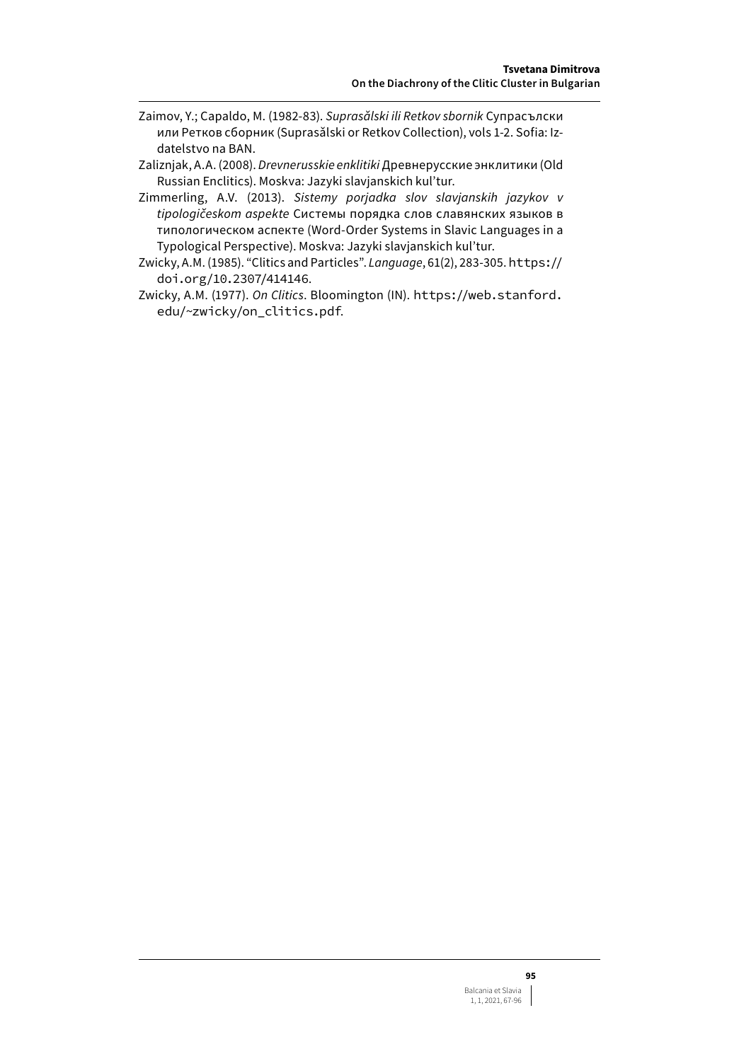Zaimov, Y.; Capaldo, M. (1982-83). *Suprasălski ili Retkov sbornik* Супрасълски или Ретков сборник (Suprasălski or Retkov Collection), vols 1-2. Sofia: Izdatelstvo na BAN.

Zaliznjak, A.A. (2008). *Drevnerusskie enklitiki* Древнерусские энклитики (Old Russian Enclitics). Moskva: Jazyki slavjanskich kul'tur.

Zimmerling, A.V. (2013). *Sistemy porjadka slov slavjanskih jazykov v tipologičeskom aspekte* Системы порядка слов славянских языков в типологическом аспекте (Word-Order Systems in Slavic Languages in a Typological Perspective). Moskva: Jazyki slavjanskich kul'tur.

Zwicky, A.M. (1985). "Clitics and Particles". *Language*, 61(2), 283-305. https://doi.org/10.2307/414146.

Zwicky, A.M. (1977). *On Clitics*. Bloomington (IN). https://web.stanford.edu/~zwicky/on_clitics.pdf.